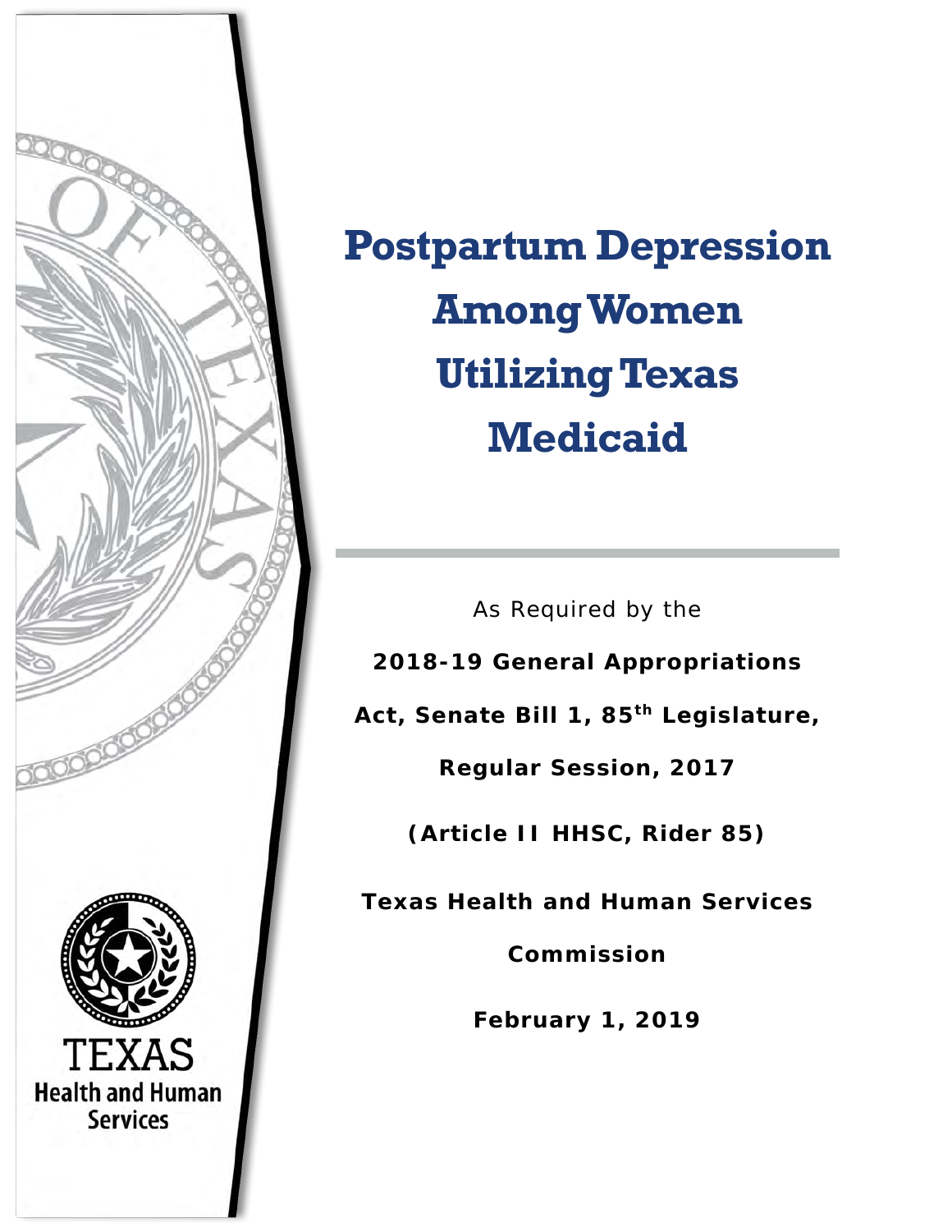# Postpartum Depression Among Women Utilizing Texas Medicaid

As Required by the

**2018-19 General Appropriations Act, Senate Bill 1, 85th Legislature, Regular Session, 2017**

**(Article II HHSC, Rider 85)**

**Texas Health and Human Services Commission**

**February 1, 2019**

TEXAS
Health and Human Services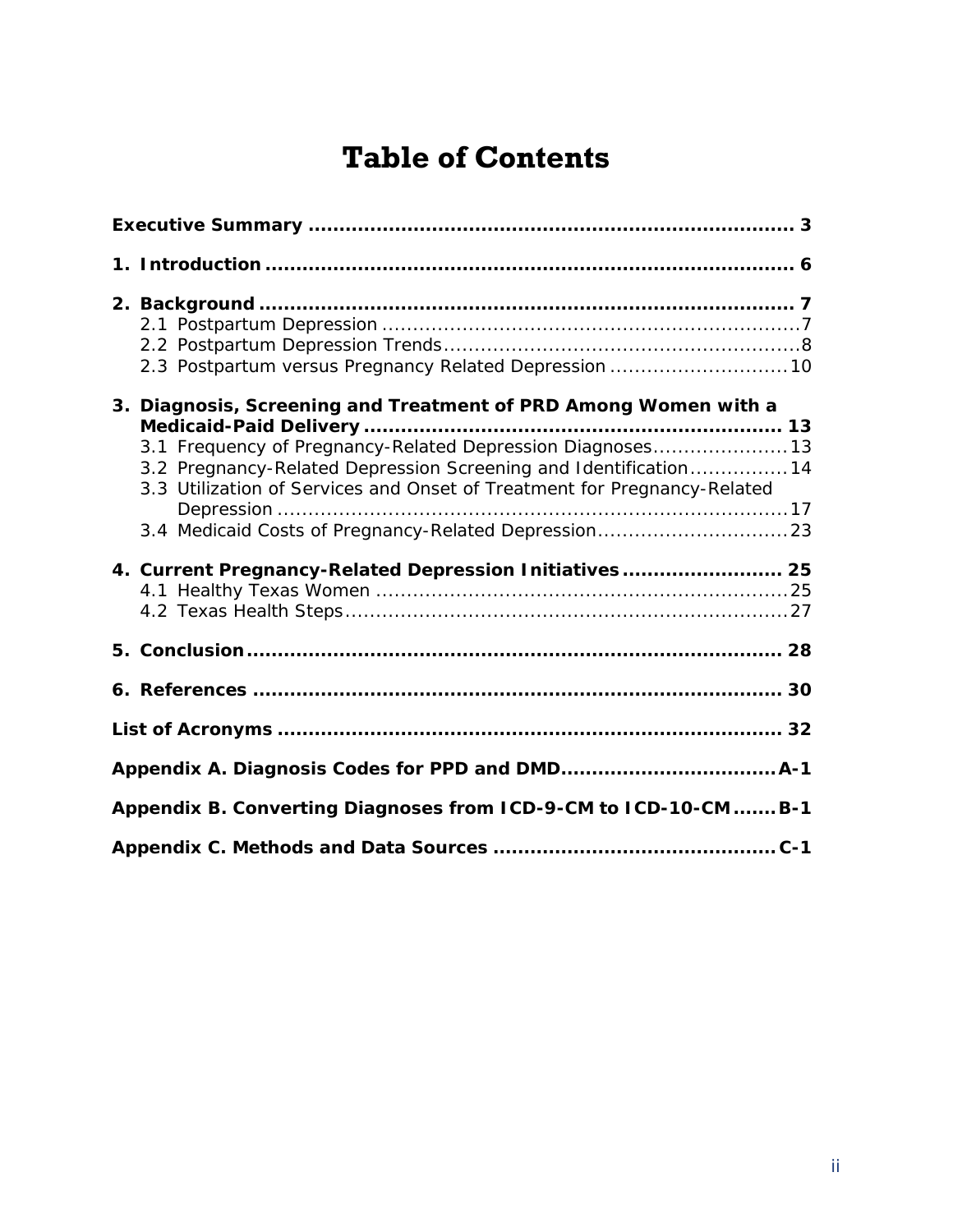# Table of Contents

**Executive Summary** ........................................................................ **3**

**1. Introduction** ................................................................................ **6**

**2. Background** ................................................................................ **7**
- 2.1 Postpartum Depression ............................................................. 7
- 2.2 Postpartum Depression Trends ................................................. 8
- 2.3 Postpartum versus Pregnancy Related Depression ..................... 10

**3. Diagnosis, Screening and Treatment of PRD Among Women with a Medicaid-Paid Delivery** ............................................................. **13**
- 3.1 Frequency of Pregnancy-Related Depression Diagnoses .............. 13
- 3.2 Pregnancy-Related Depression Screening and Identification ......... 14
- 3.3 Utilization of Services and Onset of Treatment for Pregnancy-Related Depression ...................................................................... 17
- 3.4 Medicaid Costs of Pregnancy-Related Depression ........................ 23

**4. Current Pregnancy-Related Depression Initiatives** ...................... **25**
- 4.1 Healthy Texas Women ............................................................ 25
- 4.2 Texas Health Steps ................................................................. 27

**5. Conclusion** ................................................................................ **28**

**6. References** ................................................................................ **30**

**List of Acronyms** .......................................................................... **32**

**Appendix A. Diagnosis Codes for PPD and DMD** ............................ **A-1**

**Appendix B. Converting Diagnoses from ICD-9-CM to ICD-10-CM** ....... **B-1**

**Appendix C. Methods and Data Sources** ....................................... **C-1**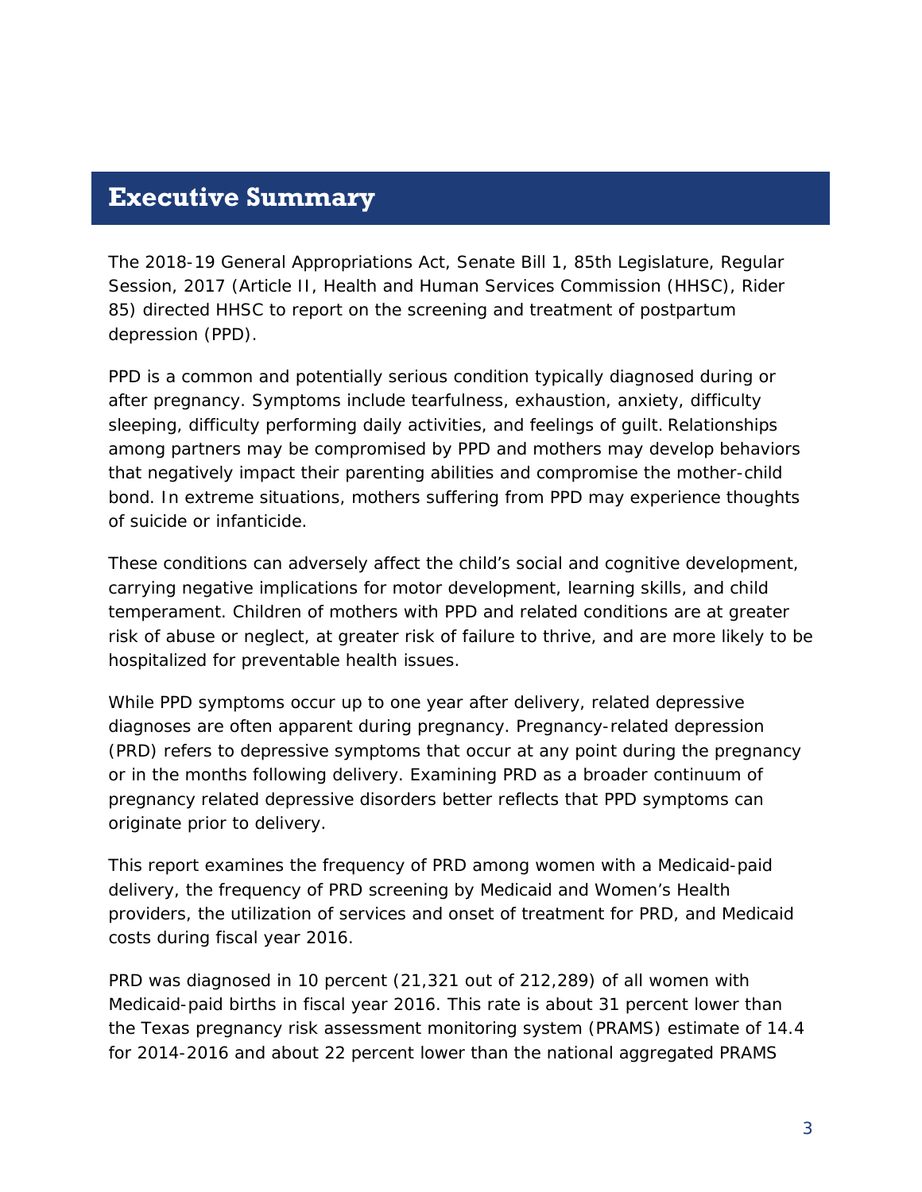# Executive Summary

The 2018-19 General Appropriations Act, Senate Bill 1, 85th Legislature, Regular Session, 2017 (Article II, Health and Human Services Commission (HHSC), Rider 85) directed HHSC to report on the screening and treatment of postpartum depression (PPD).

PPD is a common and potentially serious condition typically diagnosed during or after pregnancy. Symptoms include tearfulness, exhaustion, anxiety, difficulty sleeping, difficulty performing daily activities, and feelings of guilt. Relationships among partners may be compromised by PPD and mothers may develop behaviors that negatively impact their parenting abilities and compromise the mother-child bond. In extreme situations, mothers suffering from PPD may experience thoughts of suicide or infanticide.

These conditions can adversely affect the child's social and cognitive development, carrying negative implications for motor development, learning skills, and child temperament. Children of mothers with PPD and related conditions are at greater risk of abuse or neglect, at greater risk of failure to thrive, and are more likely to be hospitalized for preventable health issues.

While PPD symptoms occur up to one year after delivery, related depressive diagnoses are often apparent during pregnancy. Pregnancy-related depression (PRD) refers to depressive symptoms that occur at any point during the pregnancy or in the months following delivery. Examining PRD as a broader continuum of pregnancy related depressive disorders better reflects that PPD symptoms can originate prior to delivery.

This report examines the frequency of PRD among women with a Medicaid-paid delivery, the frequency of PRD screening by Medicaid and Women's Health providers, the utilization of services and onset of treatment for PRD, and Medicaid costs during fiscal year 2016.

PRD was diagnosed in 10 percent (21,321 out of 212,289) of all women with Medicaid-paid births in fiscal year 2016. This rate is about 31 percent lower than the Texas pregnancy risk assessment monitoring system (PRAMS) estimate of 14.4 for 2014-2016 and about 22 percent lower than the national aggregated PRAMS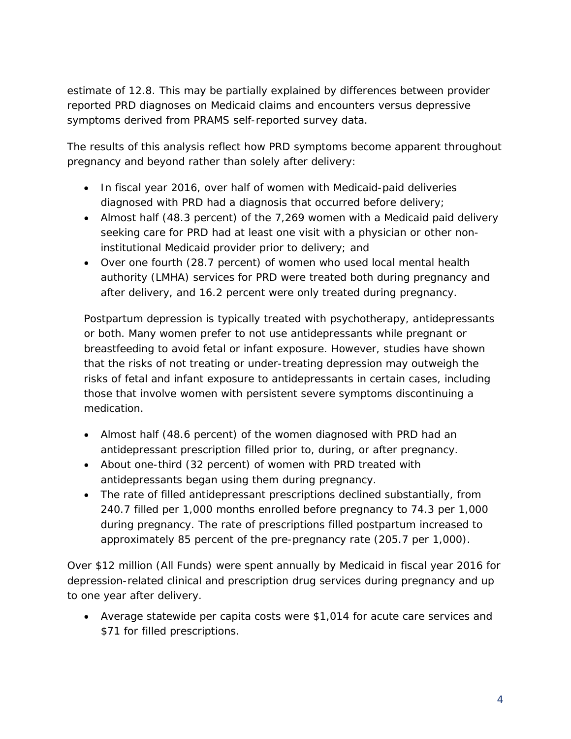estimate of 12.8. This may be partially explained by differences between provider reported PRD diagnoses on Medicaid claims and encounters versus depressive symptoms derived from PRAMS self-reported survey data.

The results of this analysis reflect how PRD symptoms become apparent throughout pregnancy and beyond rather than solely after delivery:

- In fiscal year 2016, over half of women with Medicaid-paid deliveries diagnosed with PRD had a diagnosis that occurred before delivery;
- Almost half (48.3 percent) of the 7,269 women with a Medicaid paid delivery seeking care for PRD had at least one visit with a physician or other non-institutional Medicaid provider prior to delivery; and
- Over one fourth (28.7 percent) of women who used local mental health authority (LMHA) services for PRD were treated both during pregnancy and after delivery, and 16.2 percent were only treated during pregnancy.

Postpartum depression is typically treated with psychotherapy, antidepressants or both. Many women prefer to not use antidepressants while pregnant or breastfeeding to avoid fetal or infant exposure. However, studies have shown that the risks of not treating or under-treating depression may outweigh the risks of fetal and infant exposure to antidepressants in certain cases, including those that involve women with persistent severe symptoms discontinuing a medication.

- Almost half (48.6 percent) of the women diagnosed with PRD had an antidepressant prescription filled prior to, during, or after pregnancy.
- About one-third (32 percent) of women with PRD treated with antidepressants began using them during pregnancy.
- The rate of filled antidepressant prescriptions declined substantially, from 240.7 filled per 1,000 months enrolled before pregnancy to 74.3 per 1,000 during pregnancy. The rate of prescriptions filled postpartum increased to approximately 85 percent of the pre-pregnancy rate (205.7 per 1,000).

Over $12 million (All Funds) were spent annually by Medicaid in fiscal year 2016 for depression-related clinical and prescription drug services during pregnancy and up to one year after delivery.

- Average statewide per capita costs were $1,014 for acute care services and $71 for filled prescriptions.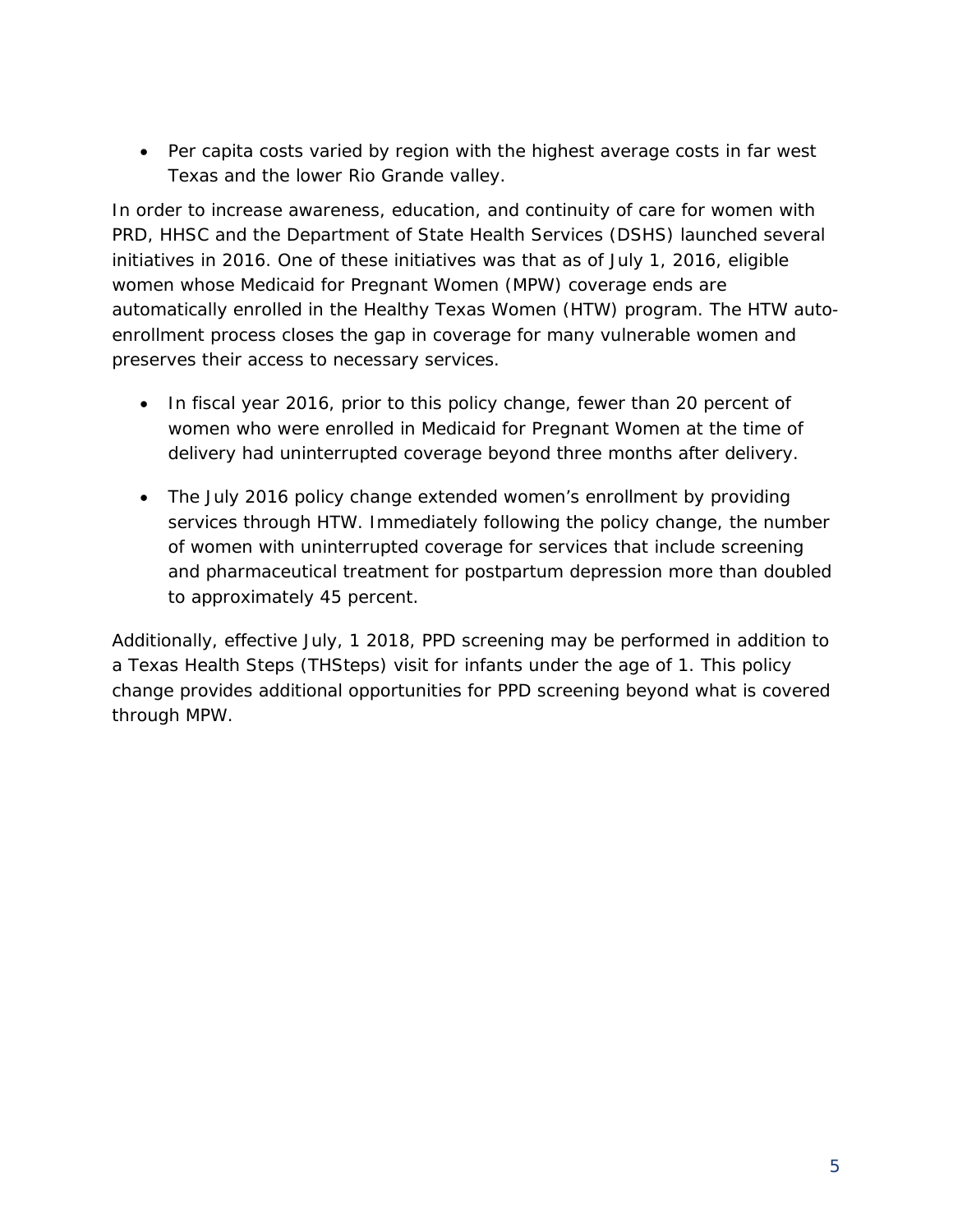- Per capita costs varied by region with the highest average costs in far west Texas and the lower Rio Grande valley.

In order to increase awareness, education, and continuity of care for women with PRD, HHSC and the Department of State Health Services (DSHS) launched several initiatives in 2016. One of these initiatives was that as of July 1, 2016, eligible women whose Medicaid for Pregnant Women (MPW) coverage ends are automatically enrolled in the Healthy Texas Women (HTW) program. The HTW auto-enrollment process closes the gap in coverage for many vulnerable women and preserves their access to necessary services.

- In fiscal year 2016, prior to this policy change, fewer than 20 percent of women who were enrolled in Medicaid for Pregnant Women at the time of delivery had uninterrupted coverage beyond three months after delivery.

- The July 2016 policy change extended women's enrollment by providing services through HTW. Immediately following the policy change, the number of women with uninterrupted coverage for services that include screening and pharmaceutical treatment for postpartum depression more than doubled to approximately 45 percent.

Additionally, effective July, 1 2018, PPD screening may be performed in addition to a Texas Health Steps (THSteps) visit for infants under the age of 1. This policy change provides additional opportunities for PPD screening beyond what is covered through MPW.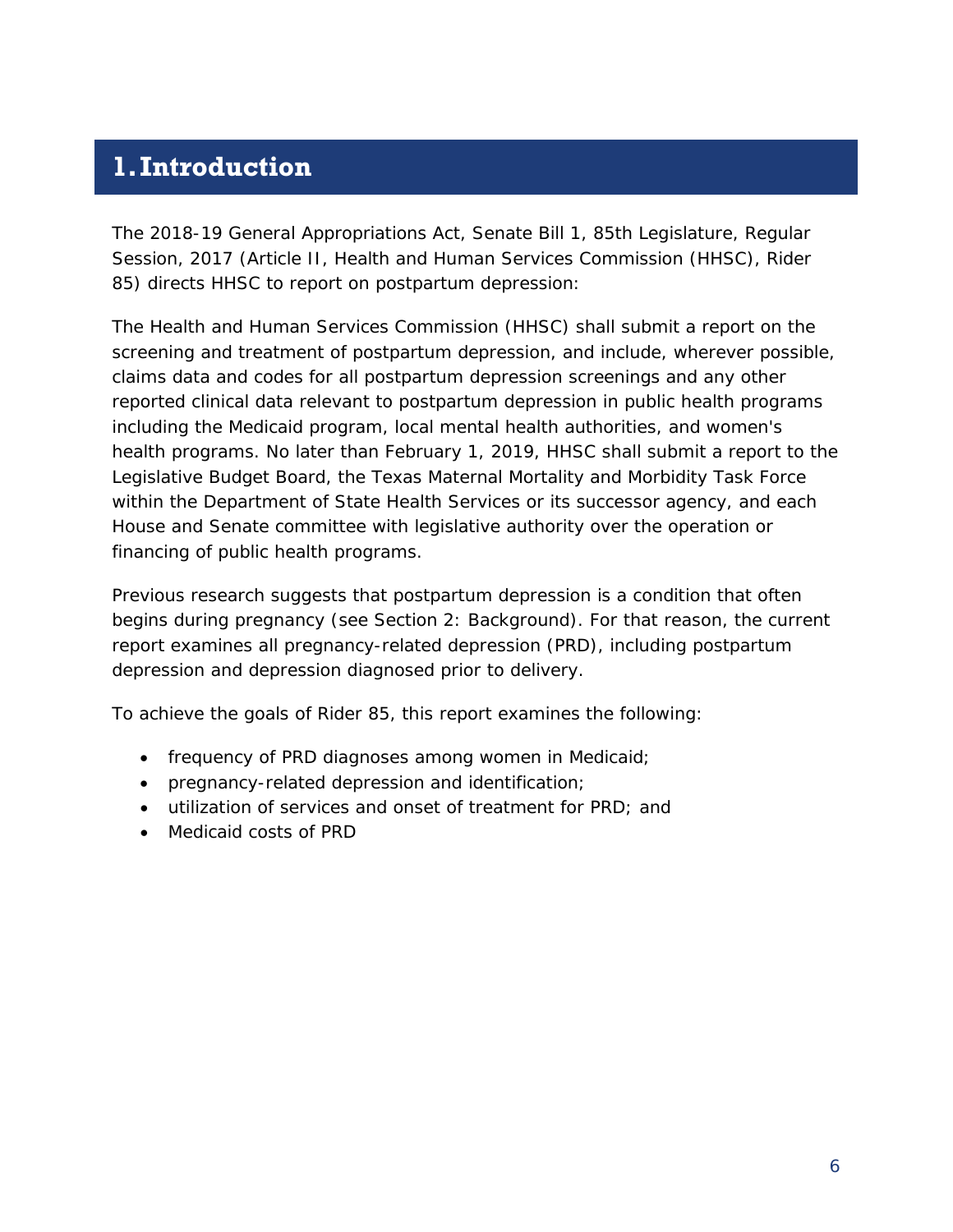# 1. Introduction

The 2018-19 General Appropriations Act, Senate Bill 1, 85th Legislature, Regular Session, 2017 (Article II, Health and Human Services Commission (HHSC), Rider 85) directs HHSC to report on postpartum depression:

The Health and Human Services Commission (HHSC) shall submit a report on the screening and treatment of postpartum depression, and include, wherever possible, claims data and codes for all postpartum depression screenings and any other reported clinical data relevant to postpartum depression in public health programs including the Medicaid program, local mental health authorities, and women's health programs. No later than February 1, 2019, HHSC shall submit a report to the Legislative Budget Board, the Texas Maternal Mortality and Morbidity Task Force within the Department of State Health Services or its successor agency, and each House and Senate committee with legislative authority over the operation or financing of public health programs.

Previous research suggests that postpartum depression is a condition that often begins during pregnancy (see Section 2: Background). For that reason, the current report examines all pregnancy-related depression (PRD), including postpartum depression and depression diagnosed prior to delivery.

To achieve the goals of Rider 85, this report examines the following:

- frequency of PRD diagnoses among women in Medicaid;
- pregnancy-related depression and identification;
- utilization of services and onset of treatment for PRD; and
- Medicaid costs of PRD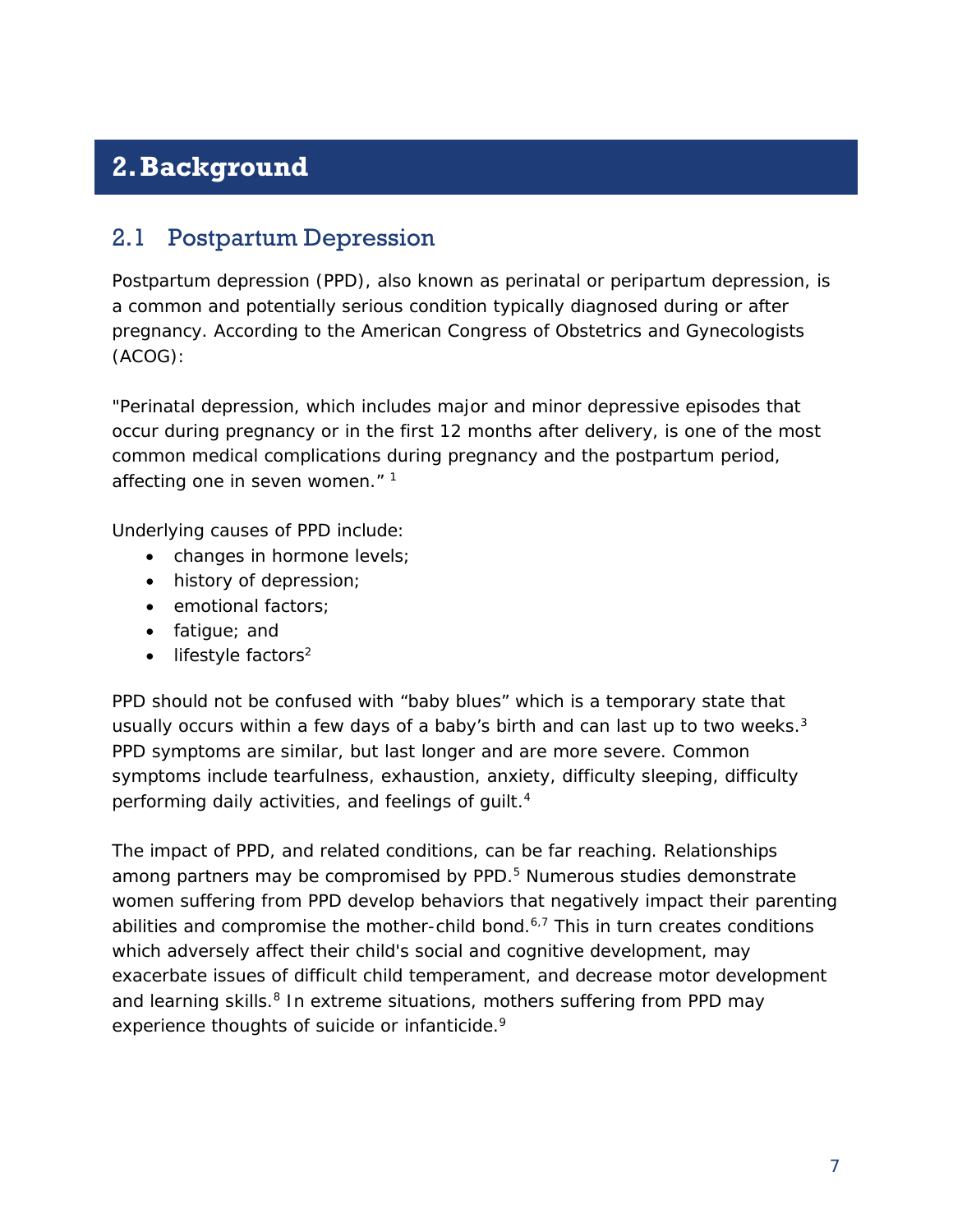# 2. Background

## 2.1 Postpartum Depression

Postpartum depression (PPD), also known as perinatal or peripartum depression, is a common and potentially serious condition typically diagnosed during or after pregnancy. According to the American Congress of Obstetrics and Gynecologists (ACOG):

"Perinatal depression, which includes major and minor depressive episodes that occur during pregnancy or in the first 12 months after delivery, is one of the most common medical complications during pregnancy and the postpartum period, affecting one in seven women." [1]

Underlying causes of PPD include:

- changes in hormone levels;
- history of depression;
- emotional factors;
- fatigue; and
- lifestyle factors[2]

PPD should not be confused with "baby blues" which is a temporary state that usually occurs within a few days of a baby's birth and can last up to two weeks.[3] PPD symptoms are similar, but last longer and are more severe. Common symptoms include tearfulness, exhaustion, anxiety, difficulty sleeping, difficulty performing daily activities, and feelings of guilt.[4]

The impact of PPD, and related conditions, can be far reaching. Relationships among partners may be compromised by PPD.[5] Numerous studies demonstrate women suffering from PPD develop behaviors that negatively impact their parenting abilities and compromise the mother-child bond.[6,7] This in turn creates conditions which adversely affect their child's social and cognitive development, may exacerbate issues of difficult child temperament, and decrease motor development and learning skills.[8] In extreme situations, mothers suffering from PPD may experience thoughts of suicide or infanticide.[9]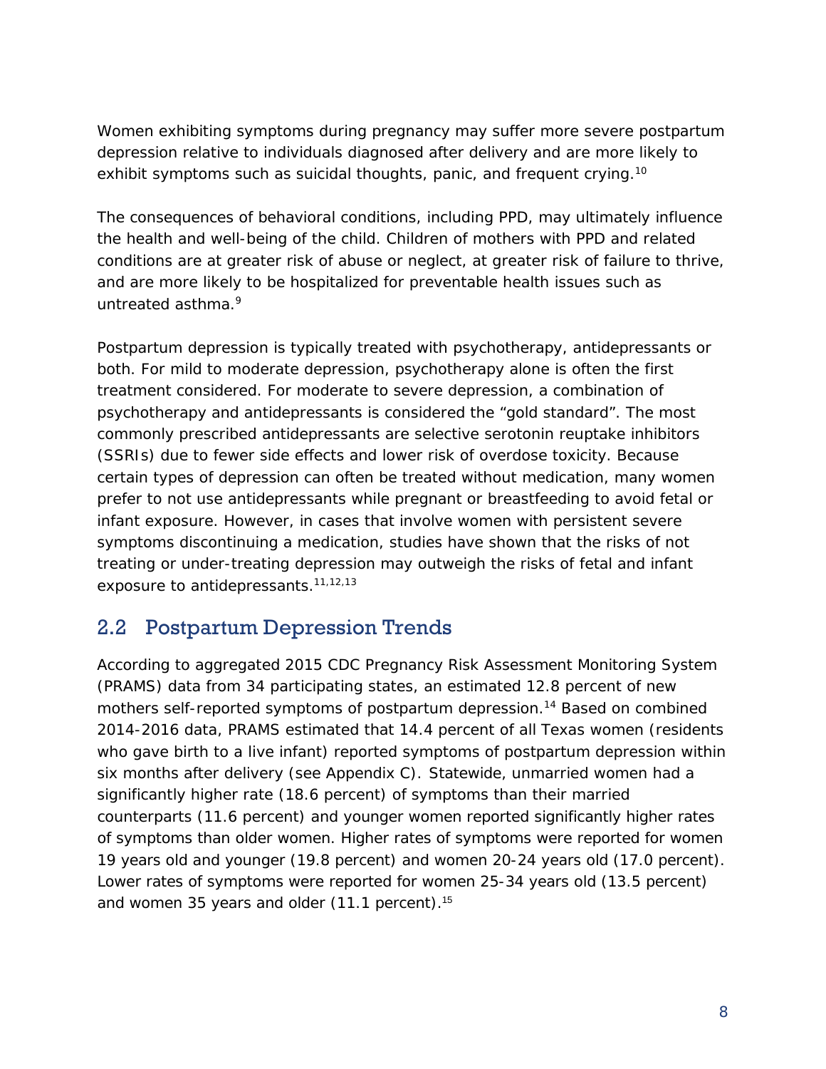Women exhibiting symptoms during pregnancy may suffer more severe postpartum depression relative to individuals diagnosed after delivery and are more likely to exhibit symptoms such as suicidal thoughts, panic, and frequent crying.[10]

The consequences of behavioral conditions, including PPD, may ultimately influence the health and well-being of the child. Children of mothers with PPD and related conditions are at greater risk of abuse or neglect, at greater risk of failure to thrive, and are more likely to be hospitalized for preventable health issues such as untreated asthma.[9]

Postpartum depression is typically treated with psychotherapy, antidepressants or both. For mild to moderate depression, psychotherapy alone is often the first treatment considered. For moderate to severe depression, a combination of psychotherapy and antidepressants is considered the "gold standard". The most commonly prescribed antidepressants are selective serotonin reuptake inhibitors (SSRIs) due to fewer side effects and lower risk of overdose toxicity. Because certain types of depression can often be treated without medication, many women prefer to not use antidepressants while pregnant or breastfeeding to avoid fetal or infant exposure. However, in cases that involve women with persistent severe symptoms discontinuing a medication, studies have shown that the risks of not treating or under-treating depression may outweigh the risks of fetal and infant exposure to antidepressants.[11,12,13]

## 2.2 Postpartum Depression Trends

According to aggregated 2015 CDC Pregnancy Risk Assessment Monitoring System (PRAMS) data from 34 participating states, an estimated 12.8 percent of new mothers self-reported symptoms of postpartum depression.[14] Based on combined 2014-2016 data, PRAMS estimated that 14.4 percent of all Texas women (residents who gave birth to a live infant) reported symptoms of postpartum depression within six months after delivery (see Appendix C). Statewide, unmarried women had a significantly higher rate (18.6 percent) of symptoms than their married counterparts (11.6 percent) and younger women reported significantly higher rates of symptoms than older women. Higher rates of symptoms were reported for women 19 years old and younger (19.8 percent) and women 20-24 years old (17.0 percent). Lower rates of symptoms were reported for women 25-34 years old (13.5 percent) and women 35 years and older (11.1 percent).[15]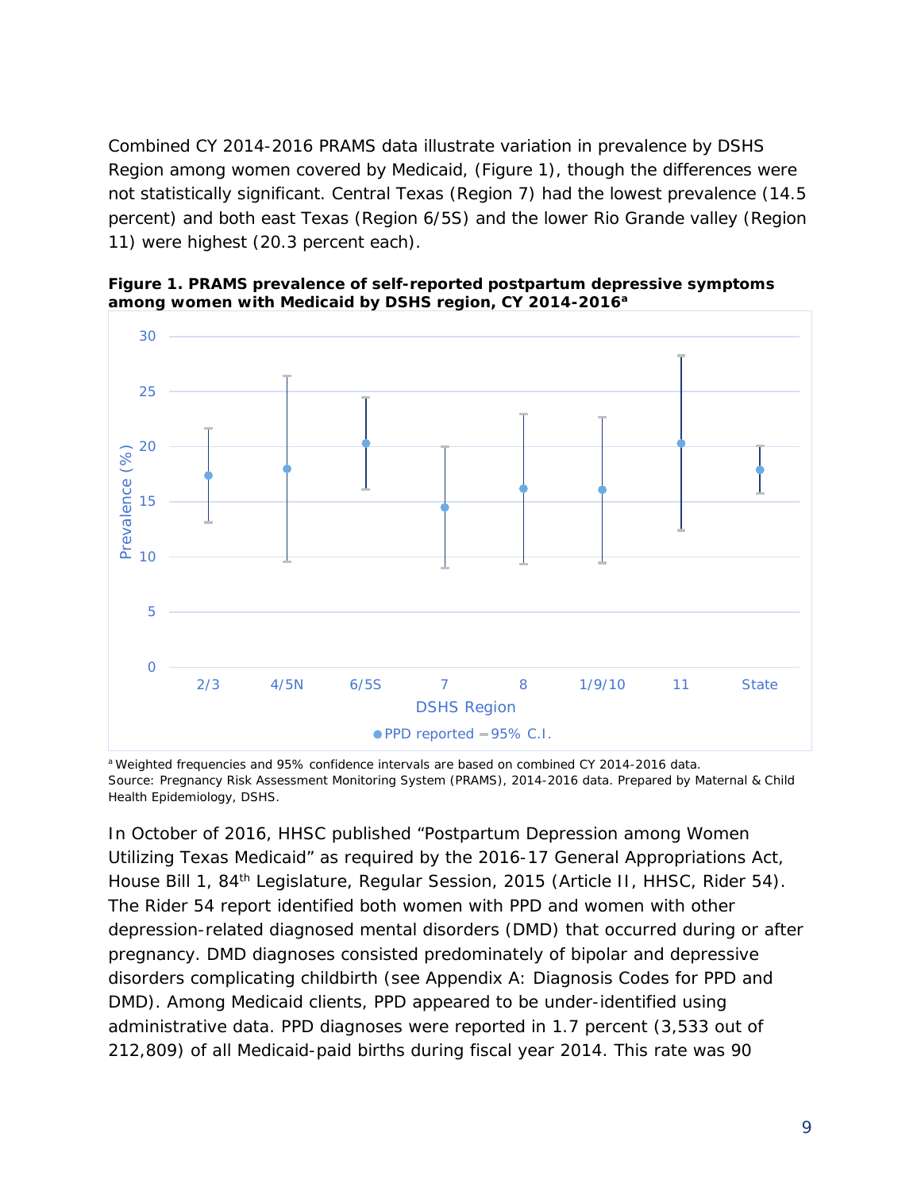Combined CY 2014-2016 PRAMS data illustrate variation in prevalence by DSHS Region among women covered by Medicaid, (Figure 1), though the differences were not statistically significant. Central Texas (Region 7) had the lowest prevalence (14.5 percent) and both east Texas (Region 6/5S) and the lower Rio Grande valley (Region 11) were highest (20.3 percent each).

**Figure 1. PRAMS prevalence of self-reported postpartum depressive symptoms among women with Medicaid by DSHS region, CY 2014-2016[a]**

[a] Weighted frequencies and 95% confidence intervals are based on combined CY 2014-2016 data.
Source: Pregnancy Risk Assessment Monitoring System (PRAMS), 2014-2016 data. Prepared by Maternal & Child Health Epidemiology, DSHS.

In October of 2016, HHSC published "Postpartum Depression among Women Utilizing Texas Medicaid" as required by the 2016-17 General Appropriations Act, House Bill 1, 84th Legislature, Regular Session, 2015 (Article II, HHSC, Rider 54). The Rider 54 report identified both women with PPD and women with other depression-related diagnosed mental disorders (DMD) that occurred during or after pregnancy. DMD diagnoses consisted predominately of bipolar and depressive disorders complicating childbirth (see Appendix A: Diagnosis Codes for PPD and DMD). Among Medicaid clients, PPD appeared to be under-identified using administrative data. PPD diagnoses were reported in 1.7 percent (3,533 out of 212,809) of all Medicaid-paid births during fiscal year 2014. This rate was 90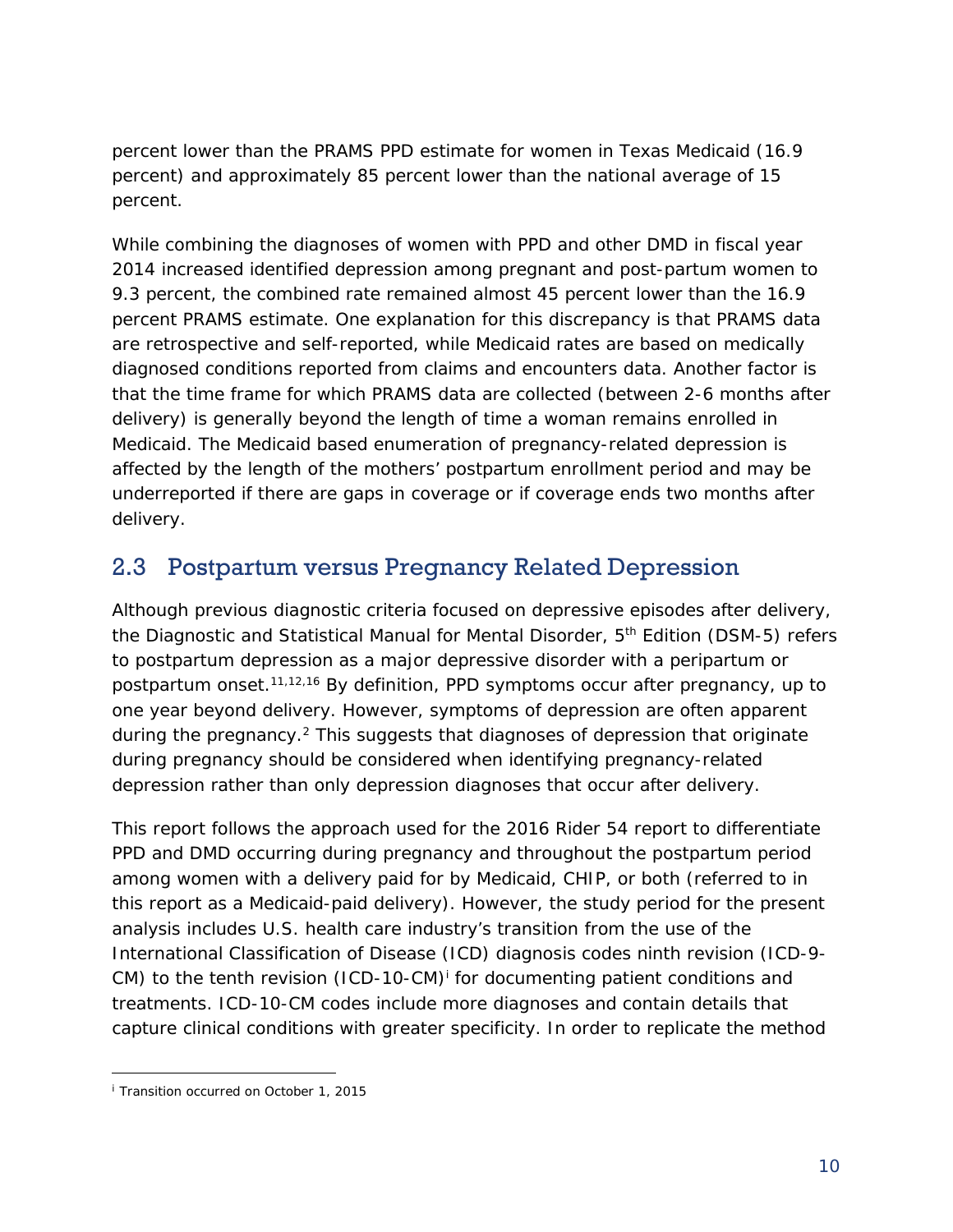percent lower than the PRAMS PPD estimate for women in Texas Medicaid (16.9 percent) and approximately 85 percent lower than the national average of 15 percent.

While combining the diagnoses of women with PPD and other DMD in fiscal year 2014 increased identified depression among pregnant and post-partum women to 9.3 percent, the combined rate remained almost 45 percent lower than the 16.9 percent PRAMS estimate. One explanation for this discrepancy is that PRAMS data are retrospective and self-reported, while Medicaid rates are based on medically diagnosed conditions reported from claims and encounters data. Another factor is that the time frame for which PRAMS data are collected (between 2-6 months after delivery) is generally beyond the length of time a woman remains enrolled in Medicaid. The Medicaid based enumeration of pregnancy-related depression is affected by the length of the mothers' postpartum enrollment period and may be underreported if there are gaps in coverage or if coverage ends two months after delivery.

## 2.3 Postpartum versus Pregnancy Related Depression

Although previous diagnostic criteria focused on depressive episodes after delivery, the Diagnostic and Statistical Manual for Mental Disorder, 5th Edition (DSM-5) refers to postpartum depression as a major depressive disorder with a peripartum or postpartum onset.[11,12,16] By definition, PPD symptoms occur after pregnancy, up to one year beyond delivery. However, symptoms of depression are often apparent during the pregnancy.[2] This suggests that diagnoses of depression that originate during pregnancy should be considered when identifying pregnancy-related depression rather than only depression diagnoses that occur after delivery.

This report follows the approach used for the 2016 Rider 54 report to differentiate PPD and DMD occurring during pregnancy and throughout the postpartum period among women with a delivery paid for by Medicaid, CHIP, or both (referred to in this report as a Medicaid-paid delivery). However, the study period for the present analysis includes U.S. health care industry's transition from the use of the International Classification of Disease (ICD) diagnosis codes ninth revision (ICD-9-CM) to the tenth revision (ICD-10-CM)[i] for documenting patient conditions and treatments. ICD-10-CM codes include more diagnoses and contain details that capture clinical conditions with greater specificity. In order to replicate the method

[i] Transition occurred on October 1, 2015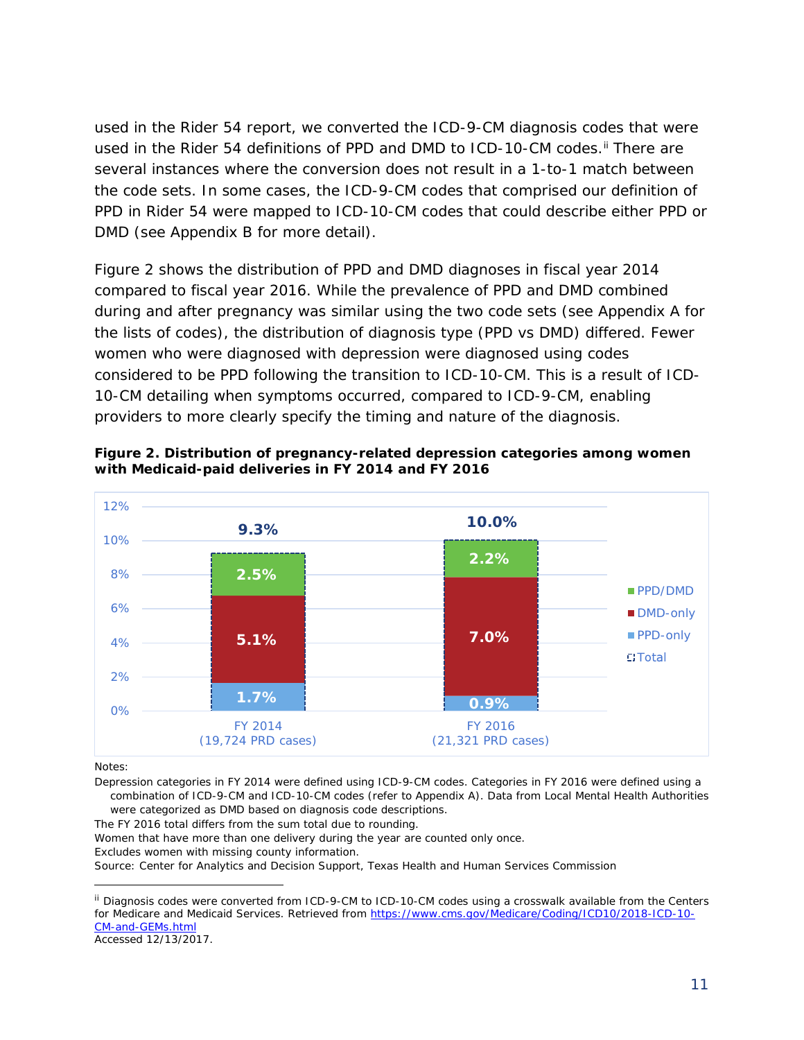used in the Rider 54 report, we converted the ICD-9-CM diagnosis codes that were used in the Rider 54 definitions of PPD and DMD to ICD-10-CM codes.[ii] There are several instances where the conversion does not result in a 1-to-1 match between the code sets. In some cases, the ICD-9-CM codes that comprised our definition of PPD in Rider 54 were mapped to ICD-10-CM codes that could describe either PPD or DMD (see Appendix B for more detail).

Figure 2 shows the distribution of PPD and DMD diagnoses in fiscal year 2014 compared to fiscal year 2016. While the prevalence of PPD and DMD combined during and after pregnancy was similar using the two code sets (see Appendix A for the lists of codes), the distribution of diagnosis type (PPD vs DMD) differed. Fewer women who were diagnosed with depression were diagnosed using codes considered to be PPD following the transition to ICD-10-CM. This is a result of ICD-10-CM detailing when symptoms occurred, compared to ICD-9-CM, enabling providers to more clearly specify the timing and nature of the diagnosis.

**Figure 2. Distribution of pregnancy-related depression categories among women with Medicaid-paid deliveries in FY 2014 and FY 2016**

| Category | FY 2014 (19,724 PRD cases) | FY 2016 (21,321 PRD cases) |
|---|---|---|
| PPD/DMD | 2.5% | 2.2% |
| DMD-only | 5.1% | 7.0% |
| PPD-only | 1.7% | 0.9% |
| Total | 9.3% | 10.0% |

Notes:

Depression categories in FY 2014 were defined using ICD-9-CM codes. Categories in FY 2016 were defined using a combination of ICD-9-CM and ICD-10-CM codes (refer to Appendix A). Data from Local Mental Health Authorities were categorized as DMD based on diagnosis code descriptions.

The FY 2016 total differs from the sum total due to rounding.

Women that have more than one delivery during the year are counted only once.

Excludes women with missing county information.

Source: Center for Analytics and Decision Support, Texas Health and Human Services Commission

---

[ii] Diagnosis codes were converted from ICD-9-CM to ICD-10-CM codes using a crosswalk available from the Centers for Medicare and Medicaid Services. Retrieved from https://www.cms.gov/Medicare/Coding/ICD10/2018-ICD-10-CM-and-GEMs.html Accessed 12/13/2017.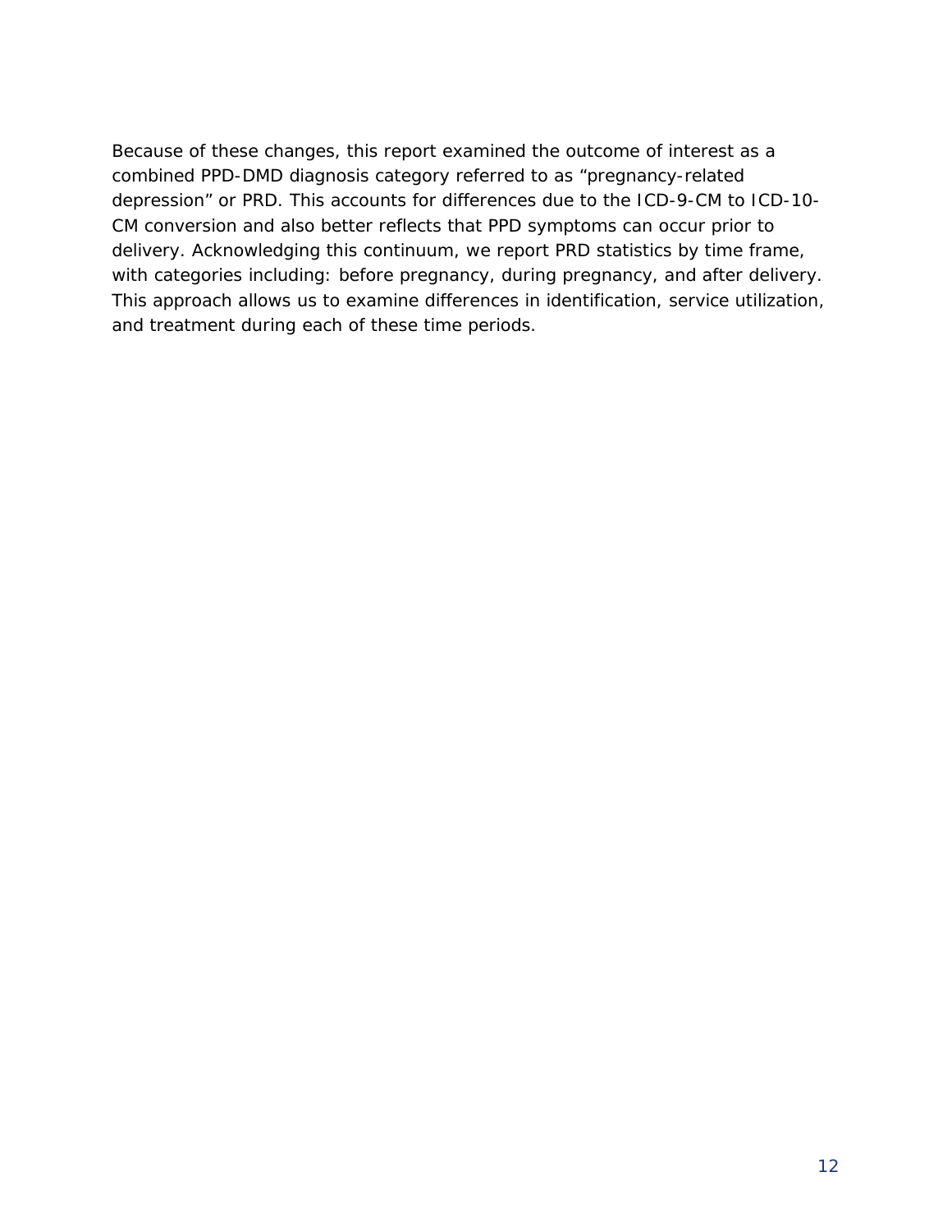Because of these changes, this report examined the outcome of interest as a combined PPD-DMD diagnosis category referred to as “pregnancy-related depression” or PRD. This accounts for differences due to the ICD-9-CM to ICD-10-CM conversion and also better reflects that PPD symptoms can occur prior to delivery. Acknowledging this continuum, we report PRD statistics by time frame, with categories including: before pregnancy, during pregnancy, and after delivery. This approach allows us to examine differences in identification, service utilization, and treatment during each of these time periods.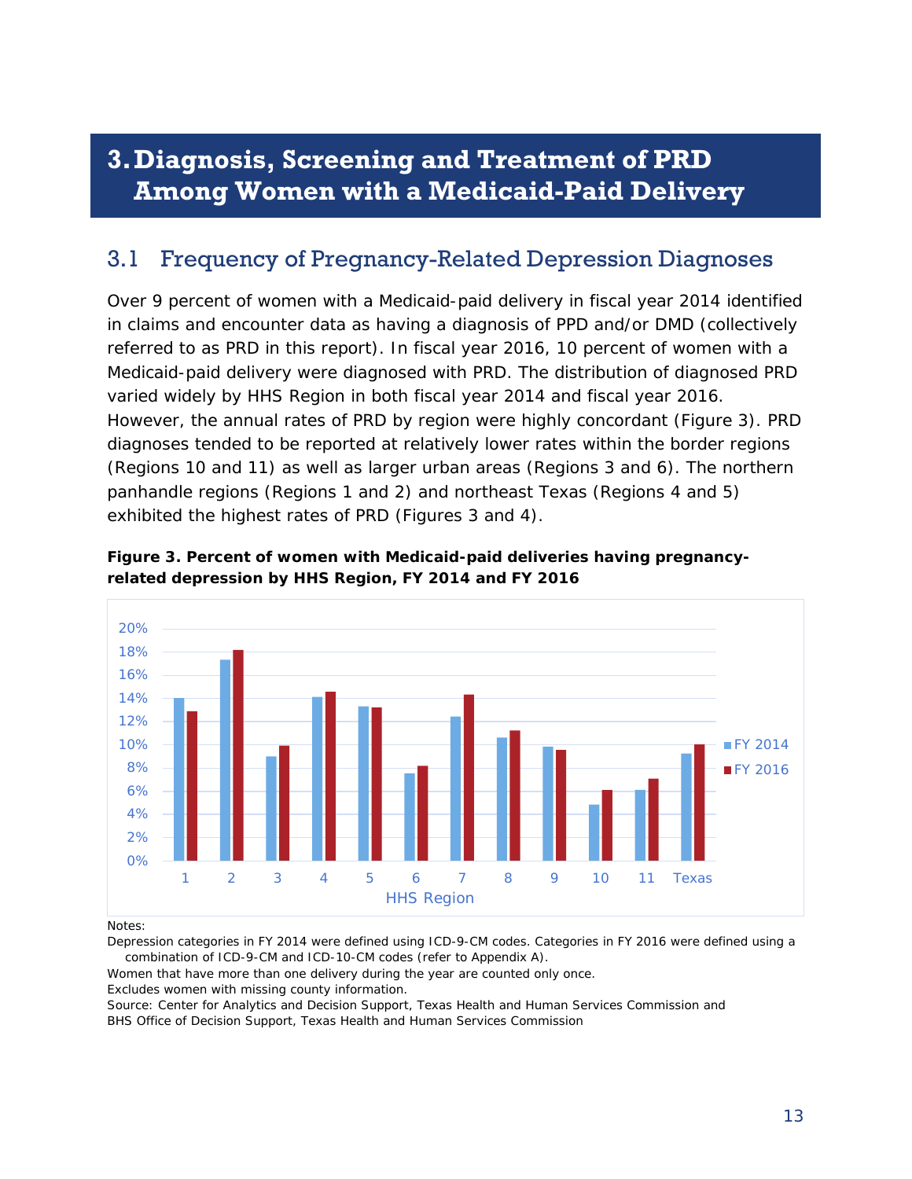# 3. Diagnosis, Screening and Treatment of PRD Among Women with a Medicaid-Paid Delivery

## 3.1 Frequency of Pregnancy-Related Depression Diagnoses

Over 9 percent of women with a Medicaid-paid delivery in fiscal year 2014 identified in claims and encounter data as having a diagnosis of PPD and/or DMD (collectively referred to as PRD in this report). In fiscal year 2016, 10 percent of women with a Medicaid-paid delivery were diagnosed with PRD. The distribution of diagnosed PRD varied widely by HHS Region in both fiscal year 2014 and fiscal year 2016. However, the annual rates of PRD by region were highly concordant (Figure 3). PRD diagnoses tended to be reported at relatively lower rates within the border regions (Regions 10 and 11) as well as larger urban areas (Regions 3 and 6). The northern panhandle regions (Regions 1 and 2) and northeast Texas (Regions 4 and 5) exhibited the highest rates of PRD (Figures 3 and 4).

**Figure 3. Percent of women with Medicaid-paid deliveries having pregnancy-related depression by HHS Region, FY 2014 and FY 2016**

Notes:

Depression categories in FY 2014 were defined using ICD-9-CM codes. Categories in FY 2016 were defined using a combination of ICD-9-CM and ICD-10-CM codes (refer to Appendix A).

Women that have more than one delivery during the year are counted only once.

Excludes women with missing county information.

Source: Center for Analytics and Decision Support, Texas Health and Human Services Commission and BHS Office of Decision Support, Texas Health and Human Services Commission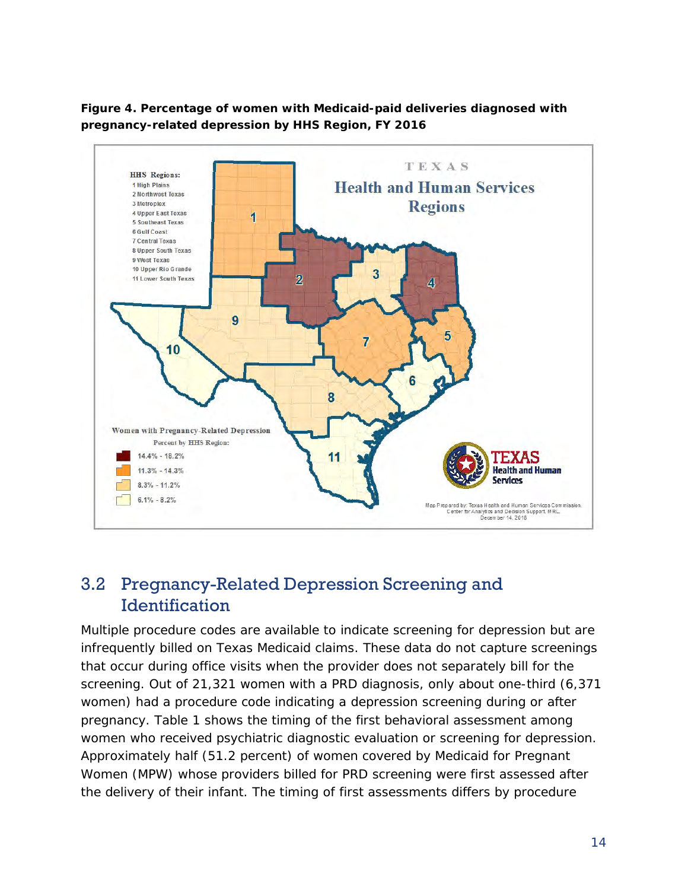**Figure 4. Percentage of women with Medicaid-paid deliveries diagnosed with pregnancy-related depression by HHS Region, FY 2016**

## 3.2 Pregnancy-Related Depression Screening and Identification

Multiple procedure codes are available to indicate screening for depression but are infrequently billed on Texas Medicaid claims. These data do not capture screenings that occur during office visits when the provider does not separately bill for the screening. Out of 21,321 women with a PRD diagnosis, only about one-third (6,371 women) had a procedure code indicating a depression screening during or after pregnancy. Table 1 shows the timing of the first behavioral assessment among women who received psychiatric diagnostic evaluation or screening for depression. Approximately half (51.2 percent) of women covered by Medicaid for Pregnant Women (MPW) whose providers billed for PRD screening were first assessed after the delivery of their infant. The timing of first assessments differs by procedure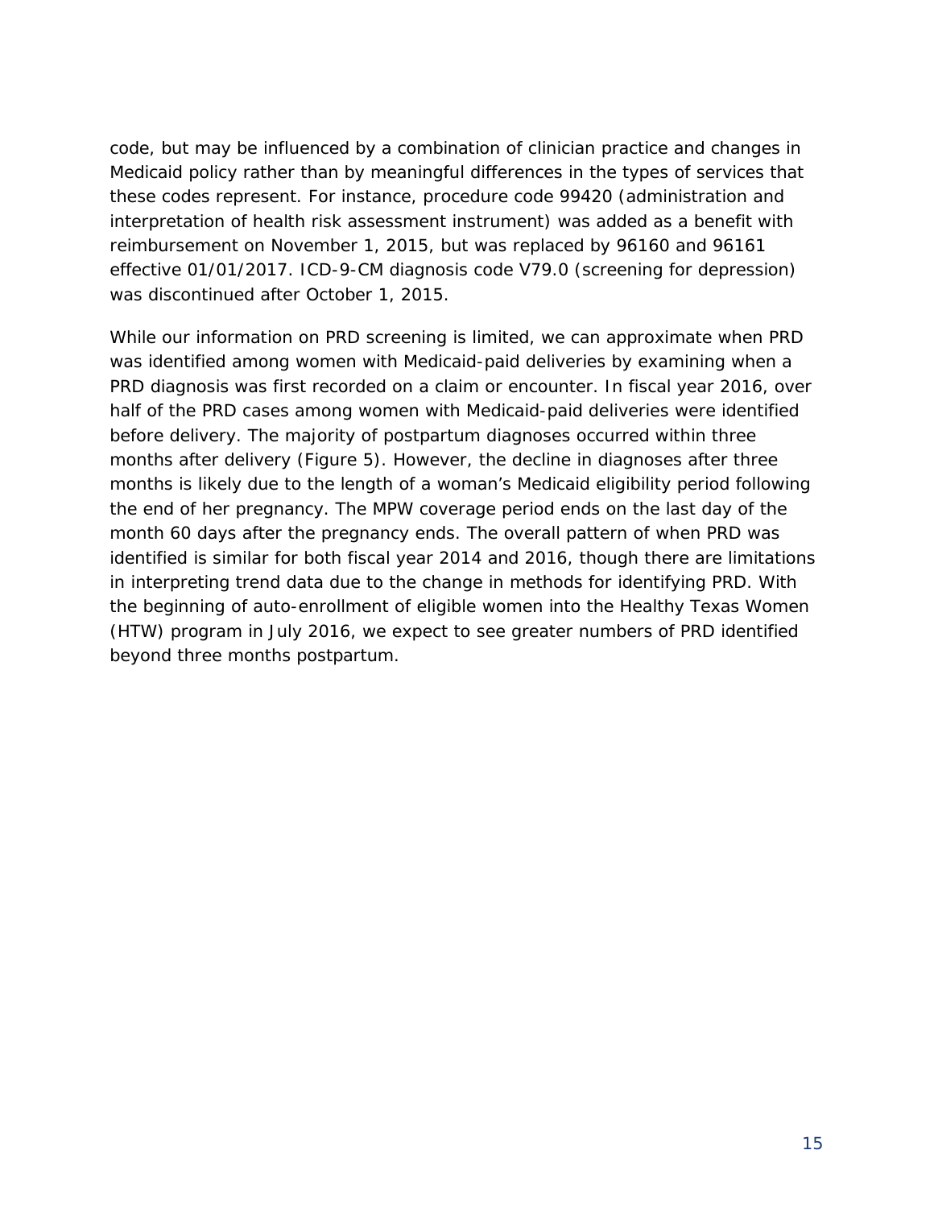code, but may be influenced by a combination of clinician practice and changes in Medicaid policy rather than by meaningful differences in the types of services that these codes represent. For instance, procedure code 99420 (administration and interpretation of health risk assessment instrument) was added as a benefit with reimbursement on November 1, 2015, but was replaced by 96160 and 96161 effective 01/01/2017. ICD-9-CM diagnosis code V79.0 (screening for depression) was discontinued after October 1, 2015.

While our information on PRD screening is limited, we can approximate when PRD was identified among women with Medicaid-paid deliveries by examining when a PRD diagnosis was first recorded on a claim or encounter. In fiscal year 2016, over half of the PRD cases among women with Medicaid-paid deliveries were identified before delivery. The majority of postpartum diagnoses occurred within three months after delivery (Figure 5). However, the decline in diagnoses after three months is likely due to the length of a woman's Medicaid eligibility period following the end of her pregnancy. The MPW coverage period ends on the last day of the month 60 days after the pregnancy ends. The overall pattern of when PRD was identified is similar for both fiscal year 2014 and 2016, though there are limitations in interpreting trend data due to the change in methods for identifying PRD. With the beginning of auto-enrollment of eligible women into the Healthy Texas Women (HTW) program in July 2016, we expect to see greater numbers of PRD identified beyond three months postpartum.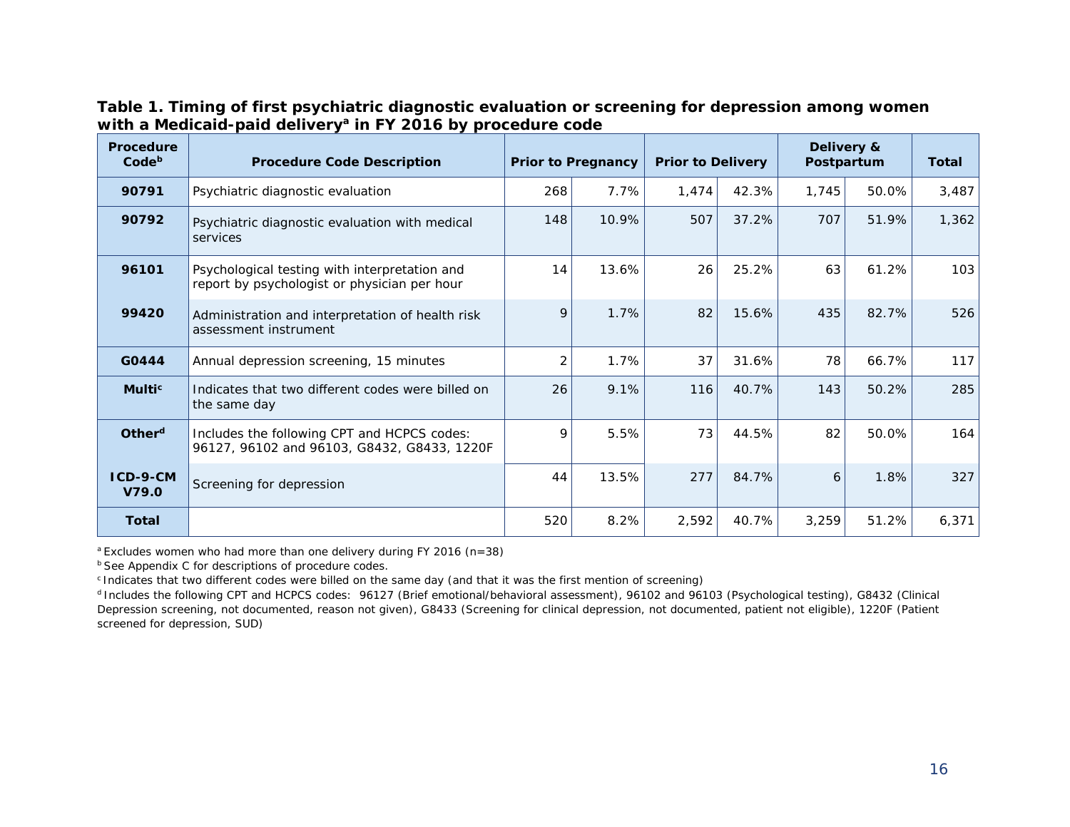**Table 1. Timing of first psychiatric diagnostic evaluation or screening for depression among women with a Medicaid-paid delivery[a] in FY 2016 by procedure code**

| Procedure Code[b] | Procedure Code Description | Prior to Pregnancy | | Prior to Delivery | | Delivery & Postpartum | | Total |
|---|---|---|---|---|---|---|---|---|
| **90791** | Psychiatric diagnostic evaluation | 268 | 7.7% | 1,474 | 42.3% | 1,745 | 50.0% | 3,487 |
| **90792** | Psychiatric diagnostic evaluation with medical services | 148 | 10.9% | 507 | 37.2% | 707 | 51.9% | 1,362 |
| **96101** | Psychological testing with interpretation and report by psychologist or physician per hour | 14 | 13.6% | 26 | 25.2% | 63 | 61.2% | 103 |
| **99420** | Administration and interpretation of health risk assessment instrument | 9 | 1.7% | 82 | 15.6% | 435 | 82.7% | 526 |
| **G0444** | Annual depression screening, 15 minutes | 2 | 1.7% | 37 | 31.6% | 78 | 66.7% | 117 |
| **Multi[c]** | Indicates that two different codes were billed on the same day | 26 | 9.1% | 116 | 40.7% | 143 | 50.2% | 285 |
| **Other[d]** | Includes the following CPT and HCPCS codes: 96127, 96102 and 96103, G8432, G8433, 1220F | 9 | 5.5% | 73 | 44.5% | 82 | 50.0% | 164 |
| **ICD-9-CM V79.0** | Screening for depression | 44 | 13.5% | 277 | 84.7% | 6 | 1.8% | 327 |
| **Total** | | 520 | 8.2% | 2,592 | 40.7% | 3,259 | 51.2% | 6,371 |

[a] Excludes women who had more than one delivery during FY 2016 (n=38)

[b] See Appendix C for descriptions of procedure codes.

[c] Indicates that two different codes were billed on the same day (and that it was the first mention of screening)

[d] Includes the following CPT and HCPCS codes: 96127 (Brief emotional/behavioral assessment), 96102 and 96103 (Psychological testing), G8432 (Clinical Depression screening, not documented, reason not given), G8433 (Screening for clinical depression, not documented, patient not eligible), 1220F (Patient screened for depression, SUD)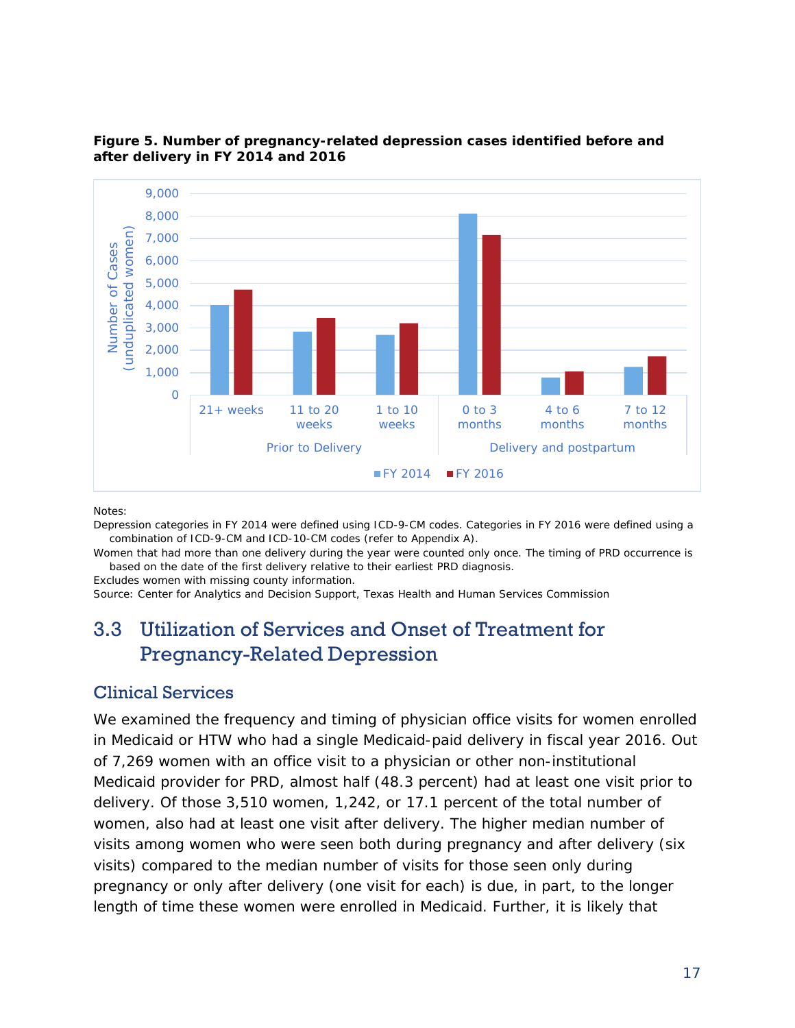**Figure 5. Number of pregnancy-related depression cases identified before and after delivery in FY 2014 and 2016**

Notes:

Depression categories in FY 2014 were defined using ICD-9-CM codes. Categories in FY 2016 were defined using a combination of ICD-9-CM and ICD-10-CM codes (refer to Appendix A).

Women that had more than one delivery during the year were counted only once. The timing of PRD occurrence is based on the date of the first delivery relative to their earliest PRD diagnosis.

Excludes women with missing county information.

Source: Center for Analytics and Decision Support, Texas Health and Human Services Commission

## 3.3 Utilization of Services and Onset of Treatment for Pregnancy-Related Depression

### Clinical Services

We examined the frequency and timing of physician office visits for women enrolled in Medicaid or HTW who had a single Medicaid-paid delivery in fiscal year 2016. Out of 7,269 women with an office visit to a physician or other non-institutional Medicaid provider for PRD, almost half (48.3 percent) had at least one visit prior to delivery. Of those 3,510 women, 1,242, or 17.1 percent of the total number of women, also had at least one visit after delivery. The higher median number of visits among women who were seen both during pregnancy and after delivery (six visits) compared to the median number of visits for those seen only during pregnancy or only after delivery (one visit for each) is due, in part, to the longer length of time these women were enrolled in Medicaid. Further, it is likely that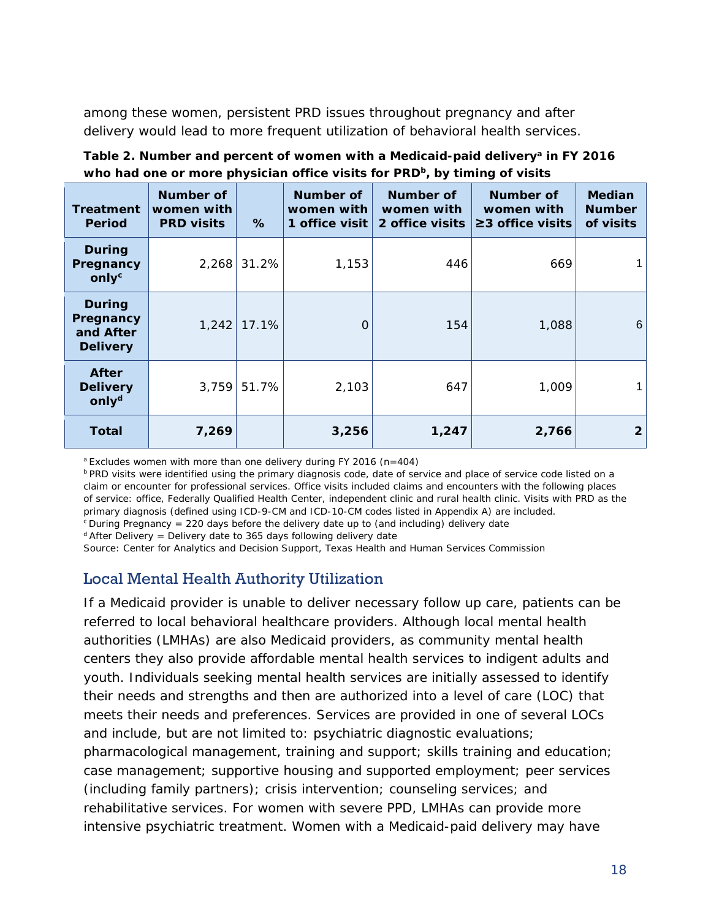among these women, persistent PRD issues throughout pregnancy and after delivery would lead to more frequent utilization of behavioral health services.

**Table 2. Number and percent of women with a Medicaid-paid delivery[a] in FY 2016 who had one or more physician office visits for PRD[b], by timing of visits**

| Treatment Period | Number of women with PRD visits | % | Number of women with 1 office visit | Number of women with 2 office visits | Number of women with ≥3 office visits | Median Number of visits |
|---|---|---|---|---|---|---|
| **During Pregnancy only[c]** | 2,268 | 31.2% | 1,153 | 446 | 669 | 1 |
| **During Pregnancy and After Delivery** | 1,242 | 17.1% | 0 | 154 | 1,088 | 6 |
| **After Delivery only[d]** | 3,759 | 51.7% | 2,103 | 647 | 1,009 | 1 |
| **Total** | **7,269** | | **3,256** | **1,247** | **2,766** | **2** |

[a] Excludes women with more than one delivery during FY 2016 (n=404)
[b] PRD visits were identified using the primary diagnosis code, date of service and place of service code listed on a claim or encounter for professional services. Office visits included claims and encounters with the following places of service: office, Federally Qualified Health Center, independent clinic and rural health clinic. Visits with PRD as the primary diagnosis (defined using ICD-9-CM and ICD-10-CM codes listed in Appendix A) are included.
[c] During Pregnancy = 220 days before the delivery date up to (and including) delivery date
[d] After Delivery = Delivery date to 365 days following delivery date
Source: Center for Analytics and Decision Support, Texas Health and Human Services Commission

## Local Mental Health Authority Utilization

If a Medicaid provider is unable to deliver necessary follow up care, patients can be referred to local behavioral healthcare providers. Although local mental health authorities (LMHAs) are also Medicaid providers, as community mental health centers they also provide affordable mental health services to indigent adults and youth. Individuals seeking mental health services are initially assessed to identify their needs and strengths and then are authorized into a level of care (LOC) that meets their needs and preferences. Services are provided in one of several LOCs and include, but are not limited to: psychiatric diagnostic evaluations; pharmacological management, training and support; skills training and education; case management; supportive housing and supported employment; peer services (including family partners); crisis intervention; counseling services; and rehabilitative services. For women with severe PPD, LMHAs can provide more intensive psychiatric treatment. Women with a Medicaid-paid delivery may have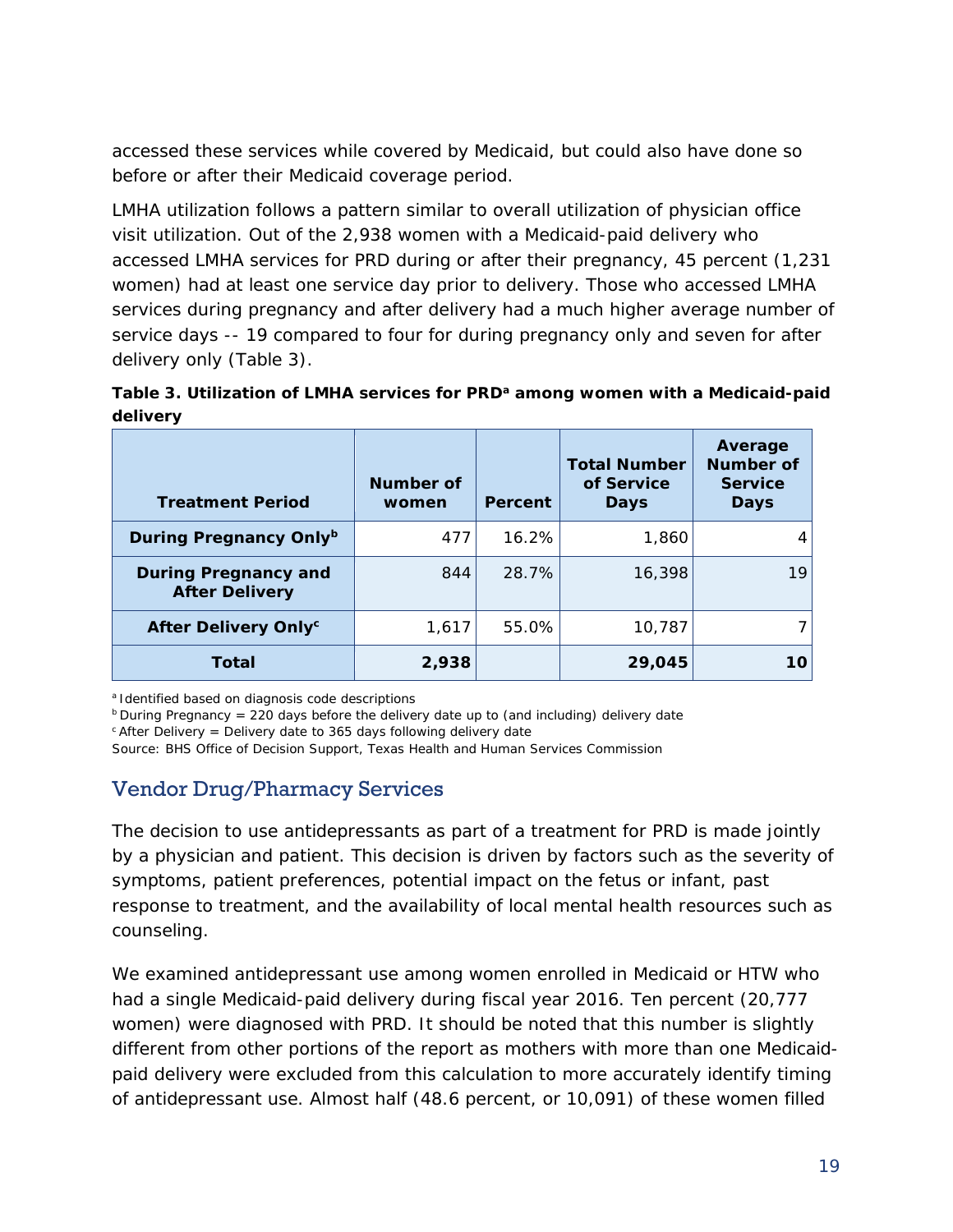accessed these services while covered by Medicaid, but could also have done so before or after their Medicaid coverage period.

LMHA utilization follows a pattern similar to overall utilization of physician office visit utilization. Out of the 2,938 women with a Medicaid-paid delivery who accessed LMHA services for PRD during or after their pregnancy, 45 percent (1,231 women) had at least one service day prior to delivery. Those who accessed LMHA services during pregnancy and after delivery had a much higher average number of service days -- 19 compared to four for during pregnancy only and seven for after delivery only (Table 3).

**Table 3. Utilization of LMHA services for PRD[a] among women with a Medicaid-paid delivery**

| Treatment Period | Number of women | Percent | Total Number of Service Days | Average Number of Service Days |
|---|---|---|---|---|
| **During Pregnancy Only[b]** | 477 | 16.2% | 1,860 | 4 |
| **During Pregnancy and After Delivery** | 844 | 28.7% | 16,398 | 19 |
| **After Delivery Only[c]** | 1,617 | 55.0% | 10,787 | 7 |
| **Total** | **2,938** | | **29,045** | **10** |

[a] Identified based on diagnosis code descriptions
[b] During Pregnancy = 220 days before the delivery date up to (and including) delivery date
[c] After Delivery = Delivery date to 365 days following delivery date
Source: BHS Office of Decision Support, Texas Health and Human Services Commission

## Vendor Drug/Pharmacy Services

The decision to use antidepressants as part of a treatment for PRD is made jointly by a physician and patient. This decision is driven by factors such as the severity of symptoms, patient preferences, potential impact on the fetus or infant, past response to treatment, and the availability of local mental health resources such as counseling.

We examined antidepressant use among women enrolled in Medicaid or HTW who had a single Medicaid-paid delivery during fiscal year 2016. Ten percent (20,777 women) were diagnosed with PRD. It should be noted that this number is slightly different from other portions of the report as mothers with more than one Medicaid-paid delivery were excluded from this calculation to more accurately identify timing of antidepressant use. Almost half (48.6 percent, or 10,091) of these women filled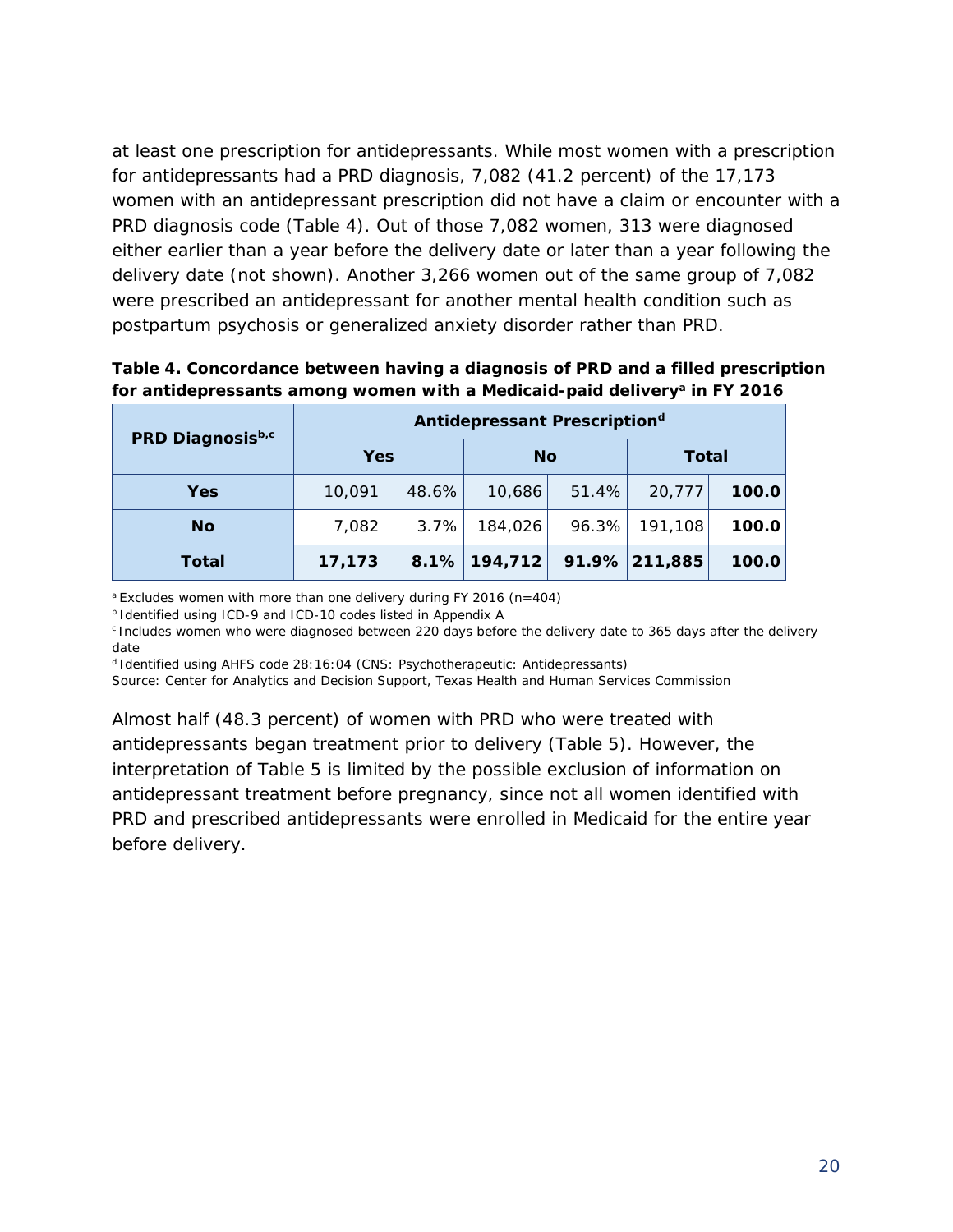at least one prescription for antidepressants. While most women with a prescription for antidepressants had a PRD diagnosis, 7,082 (41.2 percent) of the 17,173 women with an antidepressant prescription did not have a claim or encounter with a PRD diagnosis code (Table 4). Out of those 7,082 women, 313 were diagnosed either earlier than a year before the delivery date or later than a year following the delivery date (not shown). Another 3,266 women out of the same group of 7,082 were prescribed an antidepressant for another mental health condition such as postpartum psychosis or generalized anxiety disorder rather than PRD.

**Table 4. Concordance between having a diagnosis of PRD and a filled prescription for antidepressants among women with a Medicaid-paid delivery[a] in FY 2016**

| PRD Diagnosis[b,c] | Antidepressant Prescription[d] | | | | | |
|---|---|---|---|---|---|---|
| | Yes | | No | | Total | |
| **Yes** | 10,091 | 48.6% | 10,686 | 51.4% | 20,777 | **100.0** |
| **No** | 7,082 | 3.7% | 184,026 | 96.3% | 191,108 | **100.0** |
| **Total** | **17,173** | **8.1%** | **194,712** | **91.9%** | **211,885** | **100.0** |

[a] Excludes women with more than one delivery during FY 2016 (n=404)
[b] Identified using ICD-9 and ICD-10 codes listed in Appendix A
[c] Includes women who were diagnosed between 220 days before the delivery date to 365 days after the delivery date
[d] Identified using AHFS code 28:16:04 (CNS: Psychotherapeutic: Antidepressants)
Source: Center for Analytics and Decision Support, Texas Health and Human Services Commission

Almost half (48.3 percent) of women with PRD who were treated with antidepressants began treatment prior to delivery (Table 5). However, the interpretation of Table 5 is limited by the possible exclusion of information on antidepressant treatment before pregnancy, since not all women identified with PRD and prescribed antidepressants were enrolled in Medicaid for the entire year before delivery.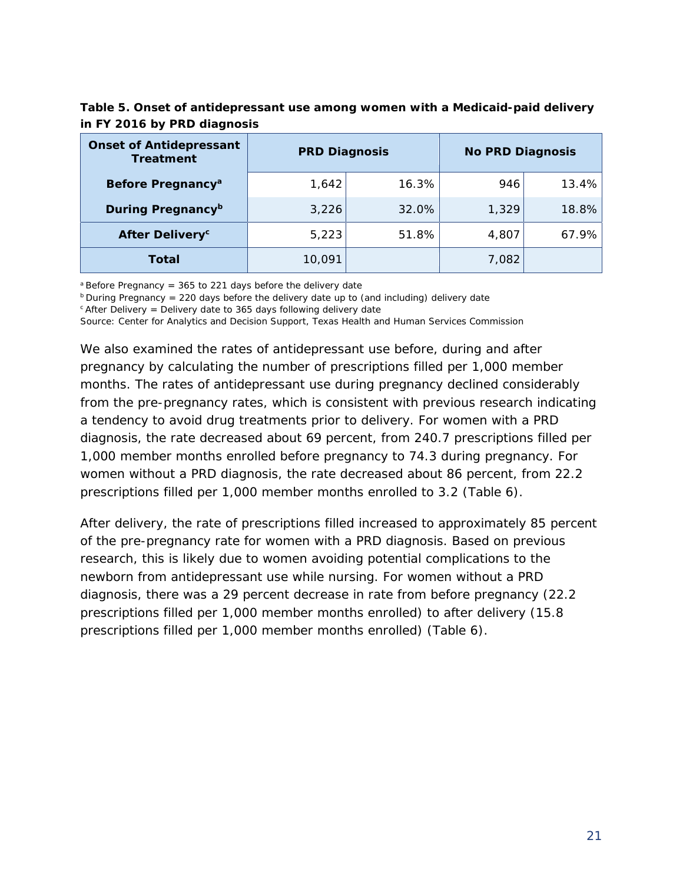**Table 5. Onset of antidepressant use among women with a Medicaid-paid delivery in FY 2016 by PRD diagnosis**

| Onset of Antidepressant Treatment | PRD Diagnosis | | No PRD Diagnosis | |
|---|---|---|---|---|
| Before Pregnancy[a] | 1,642 | 16.3% | 946 | 13.4% |
| During Pregnancy[b] | 3,226 | 32.0% | 1,329 | 18.8% |
| After Delivery[c] | 5,223 | 51.8% | 4,807 | 67.9% |
| Total | 10,091 | | 7,082 | |

[a] Before Pregnancy = 365 to 221 days before the delivery date
[b] During Pregnancy = 220 days before the delivery date up to (and including) delivery date
[c] After Delivery = Delivery date to 365 days following delivery date
Source: Center for Analytics and Decision Support, Texas Health and Human Services Commission

We also examined the rates of antidepressant use before, during and after pregnancy by calculating the number of prescriptions filled per 1,000 member months. The rates of antidepressant use during pregnancy declined considerably from the pre-pregnancy rates, which is consistent with previous research indicating a tendency to avoid drug treatments prior to delivery. For women with a PRD diagnosis, the rate decreased about 69 percent, from 240.7 prescriptions filled per 1,000 member months enrolled before pregnancy to 74.3 during pregnancy. For women without a PRD diagnosis, the rate decreased about 86 percent, from 22.2 prescriptions filled per 1,000 member months enrolled to 3.2 (Table 6).

After delivery, the rate of prescriptions filled increased to approximately 85 percent of the pre-pregnancy rate for women with a PRD diagnosis. Based on previous research, this is likely due to women avoiding potential complications to the newborn from antidepressant use while nursing. For women without a PRD diagnosis, there was a 29 percent decrease in rate from before pregnancy (22.2 prescriptions filled per 1,000 member months enrolled) to after delivery (15.8 prescriptions filled per 1,000 member months enrolled) (Table 6).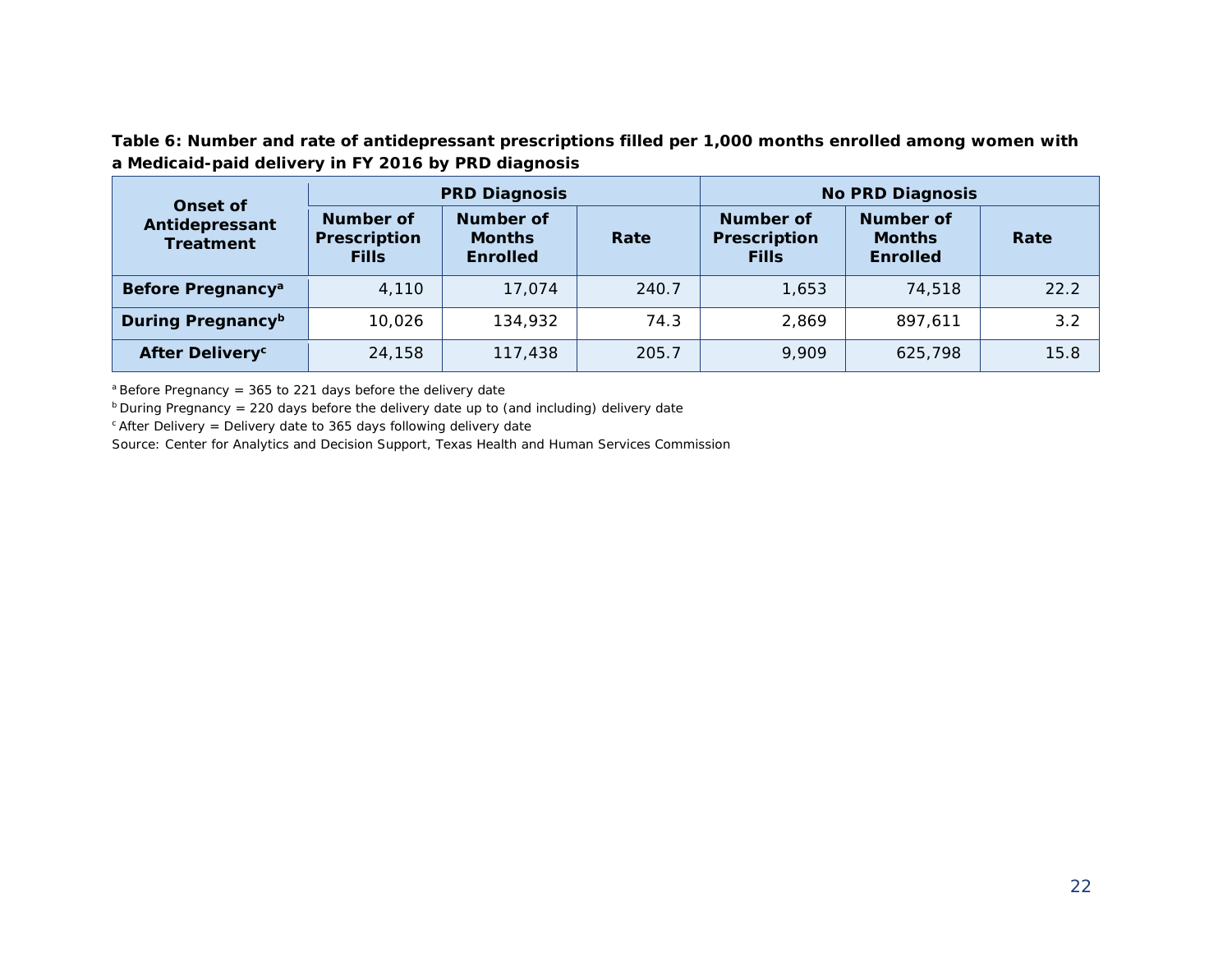**Table 6: Number and rate of antidepressant prescriptions filled per 1,000 months enrolled among women with a Medicaid-paid delivery in FY 2016 by PRD diagnosis**

| Onset of Antidepressant Treatment | PRD Diagnosis | | | No PRD Diagnosis | | |
|---|---|---|---|---|---|---|
| | Number of Prescription Fills | Number of Months Enrolled | Rate | Number of Prescription Fills | Number of Months Enrolled | Rate |
| **Before Pregnancy[a]** | 4,110 | 17,074 | 240.7 | 1,653 | 74,518 | 22.2 |
| **During Pregnancy[b]** | 10,026 | 134,932 | 74.3 | 2,869 | 897,611 | 3.2 |
| **After Delivery[c]** | 24,158 | 117,438 | 205.7 | 9,909 | 625,798 | 15.8 |

[a] Before Pregnancy = 365 to 221 days before the delivery date

[b] During Pregnancy = 220 days before the delivery date up to (and including) delivery date

[c] After Delivery = Delivery date to 365 days following delivery date

Source: Center for Analytics and Decision Support, Texas Health and Human Services Commission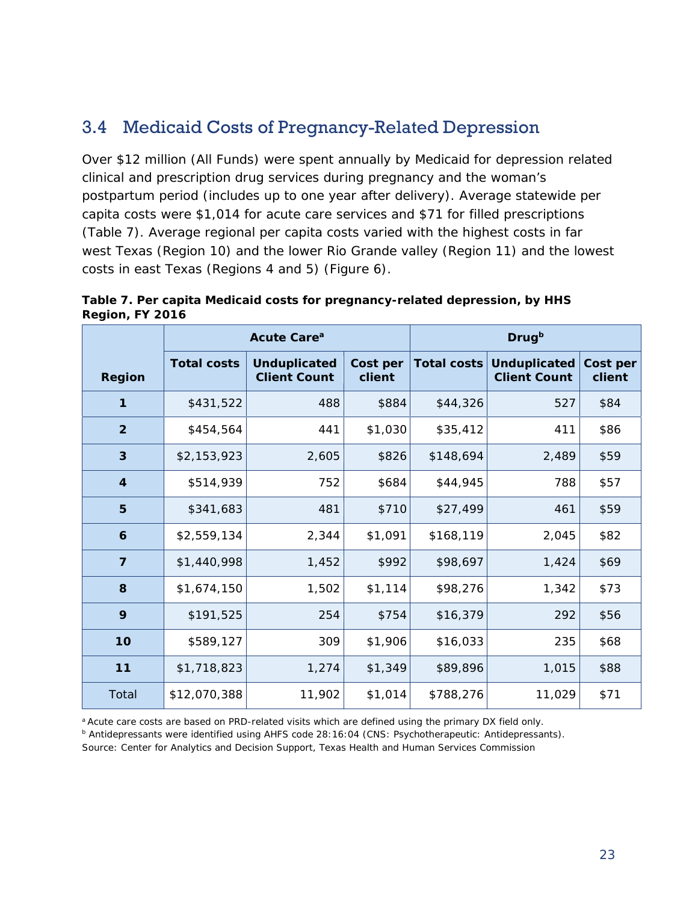## 3.4 Medicaid Costs of Pregnancy-Related Depression

Over $12 million (All Funds) were spent annually by Medicaid for depression related clinical and prescription drug services during pregnancy and the woman's postpartum period (includes up to one year after delivery). Average statewide per capita costs were $1,014 for acute care services and $71 for filled prescriptions (Table 7). Average regional per capita costs varied with the highest costs in far west Texas (Region 10) and the lower Rio Grande valley (Region 11) and the lowest costs in east Texas (Regions 4 and 5) (Figure 6).

**Table 7. Per capita Medicaid costs for pregnancy-related depression, by HHS Region, FY 2016**

| Region | Acute Care[a] | | | Drug[b] | | |
|---|---|---|---|---|---|---|
| | Total costs | Unduplicated Client Count | Cost per client | Total costs | Unduplicated Client Count | Cost per client |
| **1** | $431,522 | 488 | $884 | $44,326 | 527 | $84 |
| **2** | $454,564 | 441 | $1,030 | $35,412 | 411 | $86 |
| **3** | $2,153,923 | 2,605 | $826 | $148,694 | 2,489 | $59 |
| **4** | $514,939 | 752 | $684 | $44,945 | 788 | $57 |
| **5** | $341,683 | 481 | $710 | $27,499 | 461 | $59 |
| **6** | $2,559,134 | 2,344 | $1,091 | $168,119 | 2,045 | $82 |
| **7** | $1,440,998 | 1,452 | $992 | $98,697 | 1,424 | $69 |
| **8** | $1,674,150 | 1,502 | $1,114 | $98,276 | 1,342 | $73 |
| **9** | $191,525 | 254 | $754 | $16,379 | 292 | $56 |
| **10** | $589,127 | 309 | $1,906 | $16,033 | 235 | $68 |
| **11** | $1,718,823 | 1,274 | $1,349 | $89,896 | 1,015 | $88 |
| Total | $12,070,388 | 11,902 | $1,014 | $788,276 | 11,029 | $71 |

[a] Acute care costs are based on PRD-related visits which are defined using the primary DX field only.

[b] Antidepressants were identified using AHFS code 28:16:04 (CNS: Psychotherapeutic: Antidepressants).

Source: Center for Analytics and Decision Support, Texas Health and Human Services Commission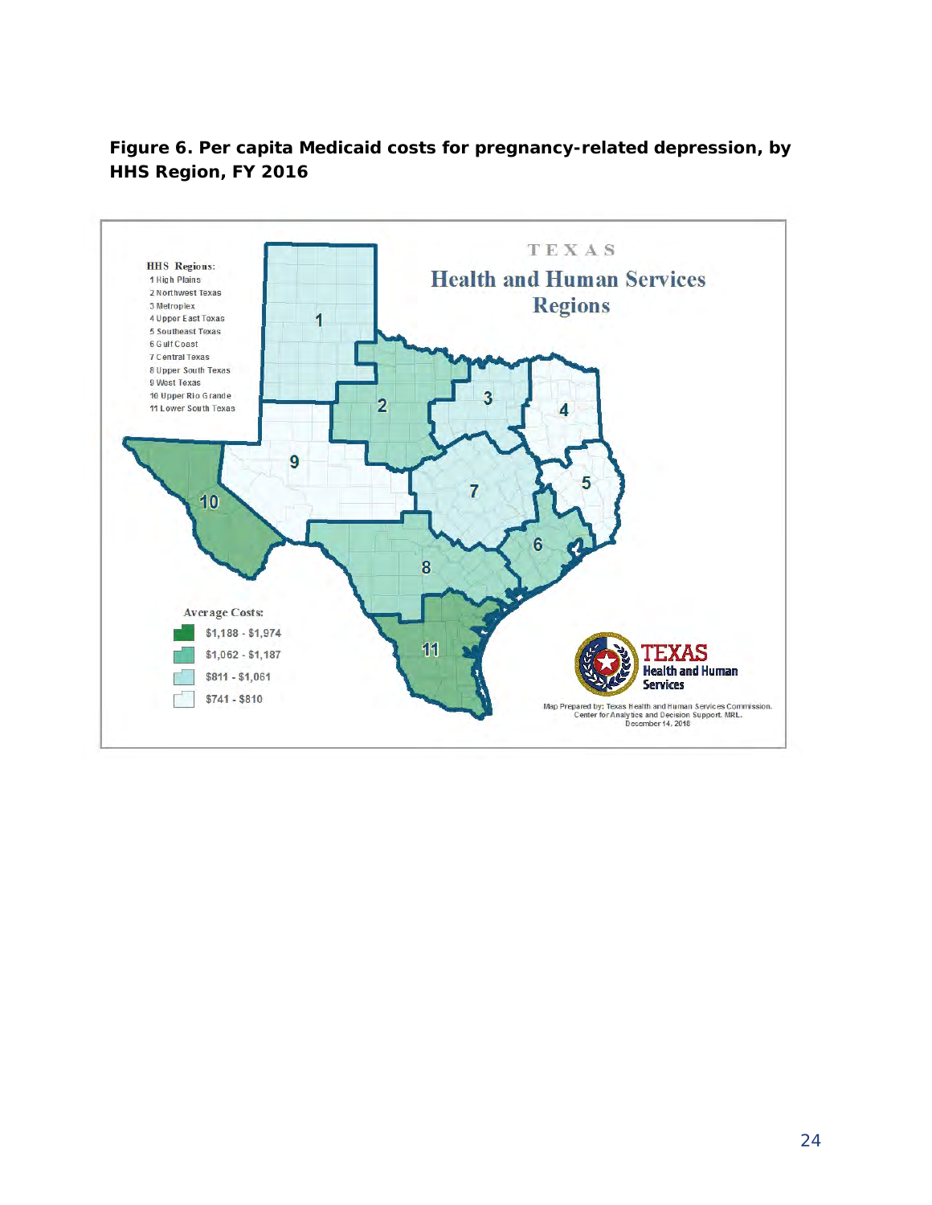**Figure 6. Per capita Medicaid costs for pregnancy-related depression, by HHS Region, FY 2016**

TEXAS

Health and Human Services Regions

HHS Regions:
1 High Plains
2 Northwest Texas
3 Metroplex
4 Upper East Texas
5 Southeast Texas
6 Gulf Coast
7 Central Texas
8 Upper South Texas
9 West Texas
10 Upper Rio Grande
11 Lower South Texas

Average Costs:
$1,188 - $1,974
$1,062 - $1,187
$811 - $1,061
$741 - $810

Map Prepared by: Texas Health and Human Services Commission.
Center for Analytics and Decision Support. MRL.
December 14, 2018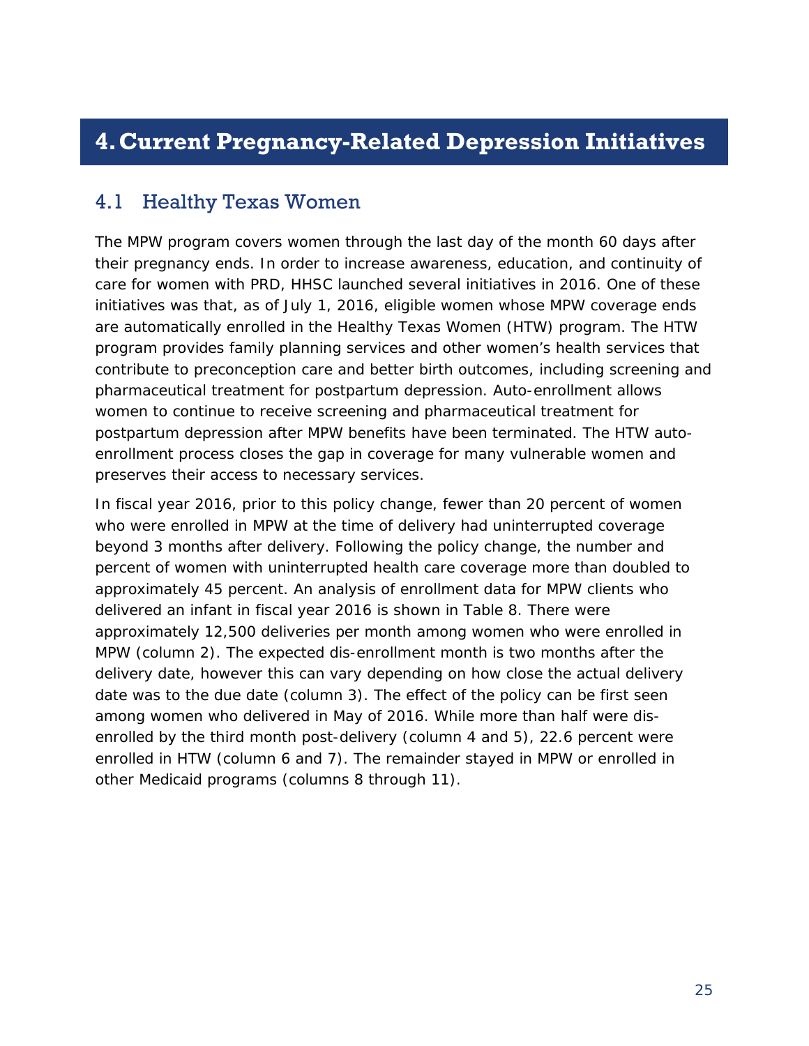# 4. Current Pregnancy-Related Depression Initiatives

## 4.1 Healthy Texas Women

The MPW program covers women through the last day of the month 60 days after their pregnancy ends. In order to increase awareness, education, and continuity of care for women with PRD, HHSC launched several initiatives in 2016. One of these initiatives was that, as of July 1, 2016, eligible women whose MPW coverage ends are automatically enrolled in the Healthy Texas Women (HTW) program. The HTW program provides family planning services and other women's health services that contribute to preconception care and better birth outcomes, including screening and pharmaceutical treatment for postpartum depression. Auto-enrollment allows women to continue to receive screening and pharmaceutical treatment for postpartum depression after MPW benefits have been terminated. The HTW auto-enrollment process closes the gap in coverage for many vulnerable women and preserves their access to necessary services.

In fiscal year 2016, prior to this policy change, fewer than 20 percent of women who were enrolled in MPW at the time of delivery had uninterrupted coverage beyond 3 months after delivery. Following the policy change, the number and percent of women with uninterrupted health care coverage more than doubled to approximately 45 percent. An analysis of enrollment data for MPW clients who delivered an infant in fiscal year 2016 is shown in Table 8. There were approximately 12,500 deliveries per month among women who were enrolled in MPW (column 2). The expected dis-enrollment month is two months after the delivery date, however this can vary depending on how close the actual delivery date was to the due date (column 3). The effect of the policy can be first seen among women who delivered in May of 2016. While more than half were dis-enrolled by the third month post-delivery (column 4 and 5), 22.6 percent were enrolled in HTW (column 6 and 7). The remainder stayed in MPW or enrolled in other Medicaid programs (columns 8 through 11).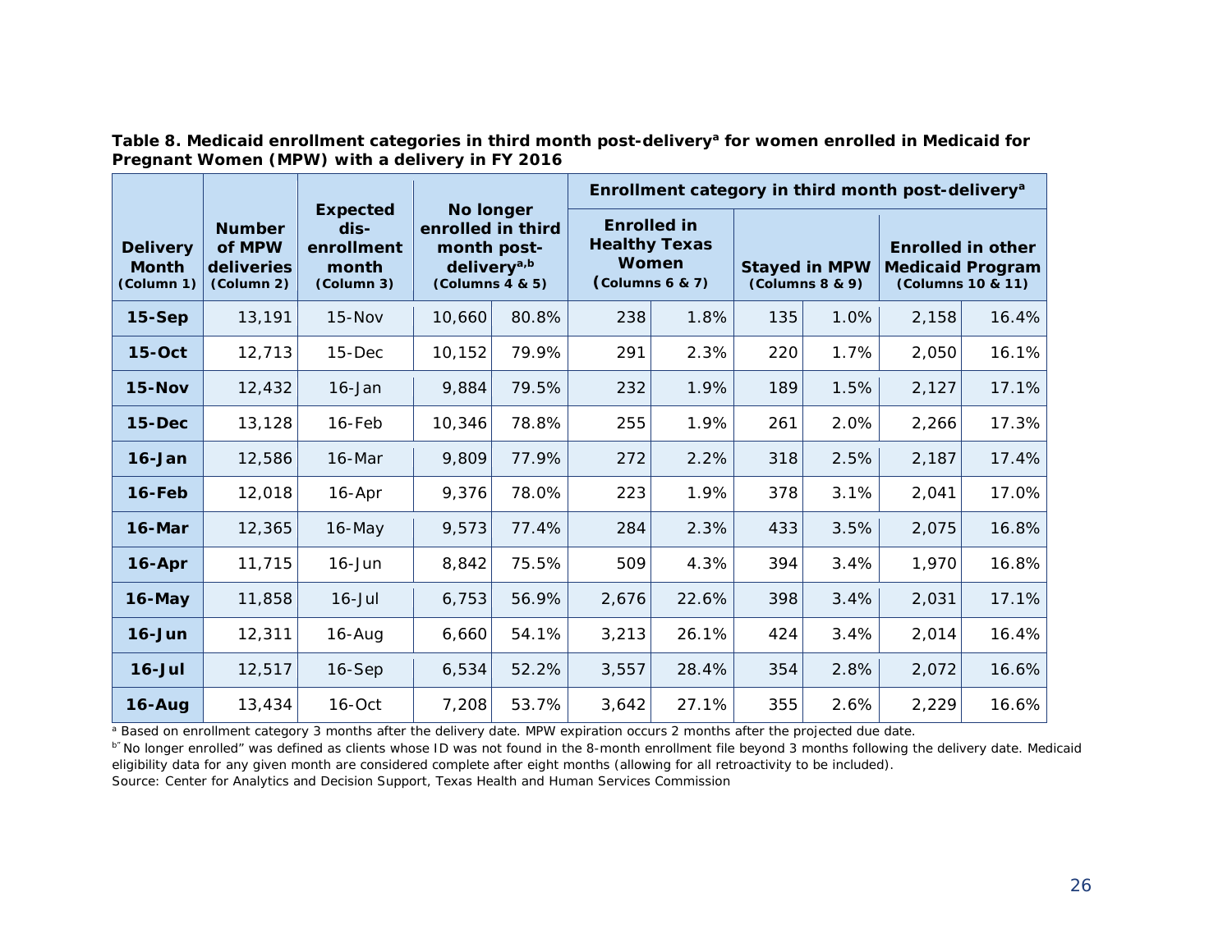**Table 8. Medicaid enrollment categories in third month post-delivery[a] for women enrolled in Medicaid for Pregnant Women (MPW) with a delivery in FY 2016**

| Delivery Month (Column 1) | Number of MPW deliveries (Column 2) | Expected dis-enrollment month (Column 3) | No longer enrolled in third month post-delivery[a,b] (Columns 4 & 5) | | Enrollment category in third month post-delivery[a]: Enrolled in Healthy Texas Women (Columns 6 & 7) | | Stayed in MPW (Columns 8 & 9) | | Enrolled in other Medicaid Program (Columns 10 & 11) | |
|---|---|---|---|---|---|---|---|---|---|---|
| **15-Sep** | 13,191 | 15-Nov | 10,660 | 80.8% | 238 | 1.8% | 135 | 1.0% | 2,158 | 16.4% |
| **15-Oct** | 12,713 | 15-Dec | 10,152 | 79.9% | 291 | 2.3% | 220 | 1.7% | 2,050 | 16.1% |
| **15-Nov** | 12,432 | 16-Jan | 9,884 | 79.5% | 232 | 1.9% | 189 | 1.5% | 2,127 | 17.1% |
| **15-Dec** | 13,128 | 16-Feb | 10,346 | 78.8% | 255 | 1.9% | 261 | 2.0% | 2,266 | 17.3% |
| **16-Jan** | 12,586 | 16-Mar | 9,809 | 77.9% | 272 | 2.2% | 318 | 2.5% | 2,187 | 17.4% |
| **16-Feb** | 12,018 | 16-Apr | 9,376 | 78.0% | 223 | 1.9% | 378 | 3.1% | 2,041 | 17.0% |
| **16-Mar** | 12,365 | 16-May | 9,573 | 77.4% | 284 | 2.3% | 433 | 3.5% | 2,075 | 16.8% |
| **16-Apr** | 11,715 | 16-Jun | 8,842 | 75.5% | 509 | 4.3% | 394 | 3.4% | 1,970 | 16.8% |
| **16-May** | 11,858 | 16-Jul | 6,753 | 56.9% | 2,676 | 22.6% | 398 | 3.4% | 2,031 | 17.1% |
| **16-Jun** | 12,311 | 16-Aug | 6,660 | 54.1% | 3,213 | 26.1% | 424 | 3.4% | 2,014 | 16.4% |
| **16-Jul** | 12,517 | 16-Sep | 6,534 | 52.2% | 3,557 | 28.4% | 354 | 2.8% | 2,072 | 16.6% |
| **16-Aug** | 13,434 | 16-Oct | 7,208 | 53.7% | 3,642 | 27.1% | 355 | 2.6% | 2,229 | 16.6% |

[a] Based on enrollment category 3 months after the delivery date. MPW expiration occurs 2 months after the projected due date.

[b] "No longer enrolled" was defined as clients whose ID was not found in the 8-month enrollment file beyond 3 months following the delivery date. Medicaid eligibility data for any given month are considered complete after eight months (allowing for all retroactivity to be included).

Source: Center for Analytics and Decision Support, Texas Health and Human Services Commission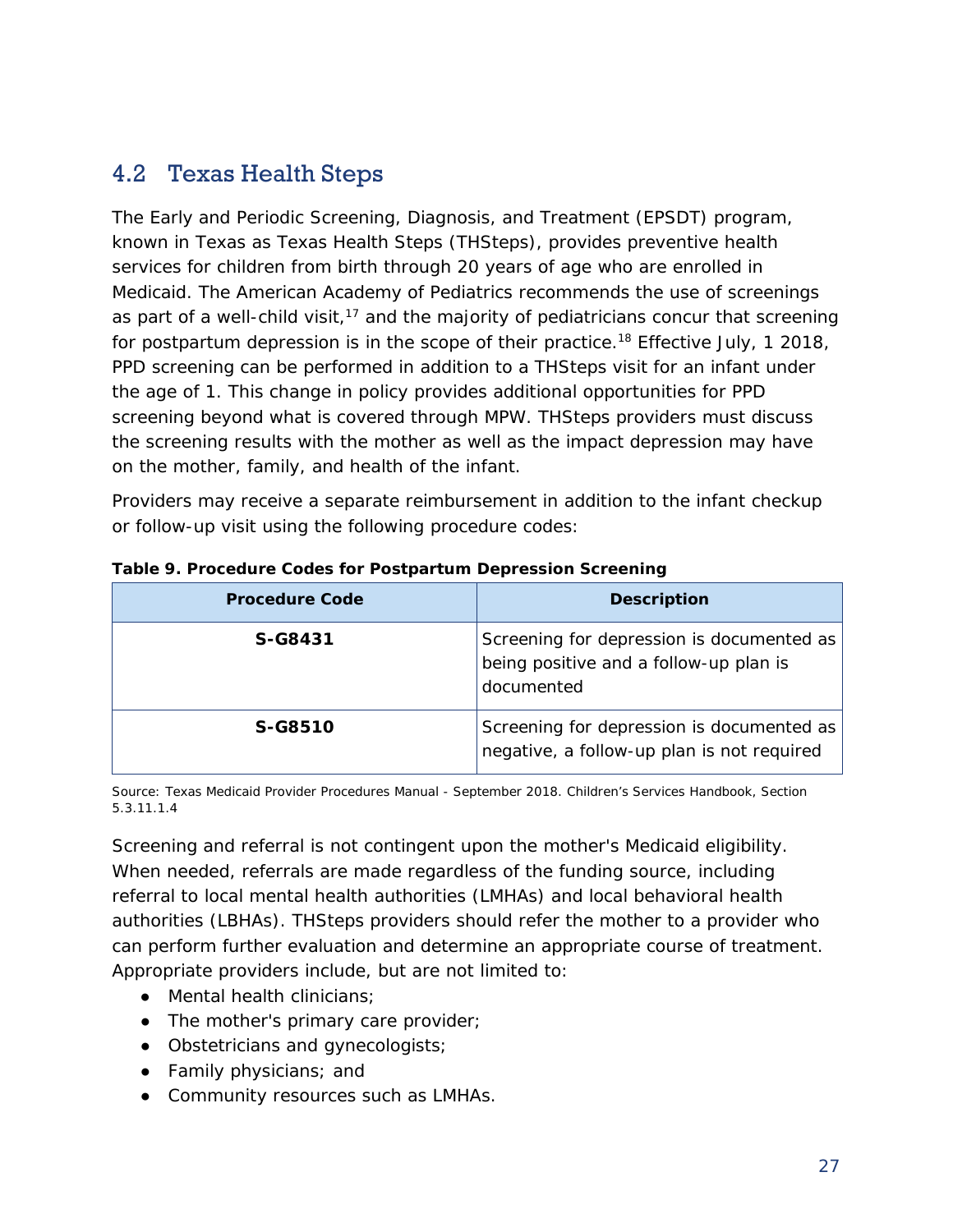## 4.2 Texas Health Steps

The Early and Periodic Screening, Diagnosis, and Treatment (EPSDT) program, known in Texas as Texas Health Steps (THSteps), provides preventive health services for children from birth through 20 years of age who are enrolled in Medicaid. The American Academy of Pediatrics recommends the use of screenings as part of a well-child visit,[17] and the majority of pediatricians concur that screening for postpartum depression is in the scope of their practice.[18] Effective July, 1 2018, PPD screening can be performed in addition to a THSteps visit for an infant under the age of 1. This change in policy provides additional opportunities for PPD screening beyond what is covered through MPW. THSteps providers must discuss the screening results with the mother as well as the impact depression may have on the mother, family, and health of the infant.

Providers may receive a separate reimbursement in addition to the infant checkup or follow-up visit using the following procedure codes:

**Table 9. Procedure Codes for Postpartum Depression Screening**

| Procedure Code | Description |
|---|---|
| **S-G8431** | Screening for depression is documented as being positive and a follow-up plan is documented |
| **S-G8510** | Screening for depression is documented as negative, a follow-up plan is not required |

Source: Texas Medicaid Provider Procedures Manual - September 2018. Children's Services Handbook, Section 5.3.11.1.4

Screening and referral is not contingent upon the mother's Medicaid eligibility. When needed, referrals are made regardless of the funding source, including referral to local mental health authorities (LMHAs) and local behavioral health authorities (LBHAs). THSteps providers should refer the mother to a provider who can perform further evaluation and determine an appropriate course of treatment. Appropriate providers include, but are not limited to:

- Mental health clinicians;
- The mother's primary care provider;
- Obstetricians and gynecologists;
- Family physicians; and
- Community resources such as LMHAs.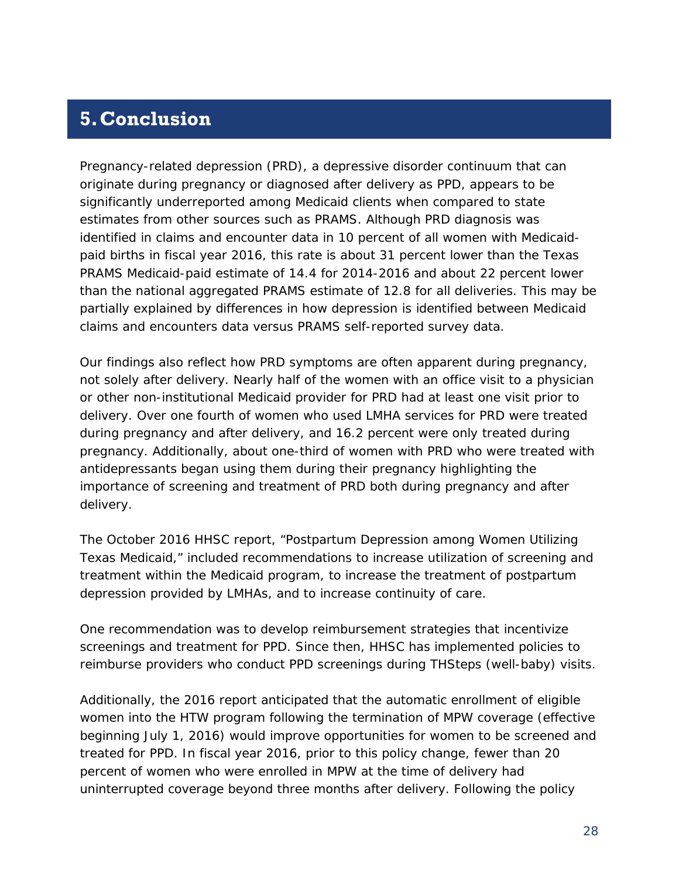# 5. Conclusion

Pregnancy-related depression (PRD), a depressive disorder continuum that can originate during pregnancy or diagnosed after delivery as PPD, appears to be significantly underreported among Medicaid clients when compared to state estimates from other sources such as PRAMS. Although PRD diagnosis was identified in claims and encounter data in 10 percent of all women with Medicaid-paid births in fiscal year 2016, this rate is about 31 percent lower than the Texas PRAMS Medicaid-paid estimate of 14.4 for 2014-2016 and about 22 percent lower than the national aggregated PRAMS estimate of 12.8 for all deliveries. This may be partially explained by differences in how depression is identified between Medicaid claims and encounters data versus PRAMS self-reported survey data.

Our findings also reflect how PRD symptoms are often apparent during pregnancy, not solely after delivery. Nearly half of the women with an office visit to a physician or other non-institutional Medicaid provider for PRD had at least one visit prior to delivery. Over one fourth of women who used LMHA services for PRD were treated during pregnancy and after delivery, and 16.2 percent were only treated during pregnancy. Additionally, about one-third of women with PRD who were treated with antidepressants began using them during their pregnancy highlighting the importance of screening and treatment of PRD both during pregnancy and after delivery.

The October 2016 HHSC report, "Postpartum Depression among Women Utilizing Texas Medicaid," included recommendations to increase utilization of screening and treatment within the Medicaid program, to increase the treatment of postpartum depression provided by LMHAs, and to increase continuity of care.

One recommendation was to develop reimbursement strategies that incentivize screenings and treatment for PPD. Since then, HHSC has implemented policies to reimburse providers who conduct PPD screenings during THSteps (well-baby) visits.

Additionally, the 2016 report anticipated that the automatic enrollment of eligible women into the HTW program following the termination of MPW coverage (effective beginning July 1, 2016) would improve opportunities for women to be screened and treated for PPD. In fiscal year 2016, prior to this policy change, fewer than 20 percent of women who were enrolled in MPW at the time of delivery had uninterrupted coverage beyond three months after delivery. Following the policy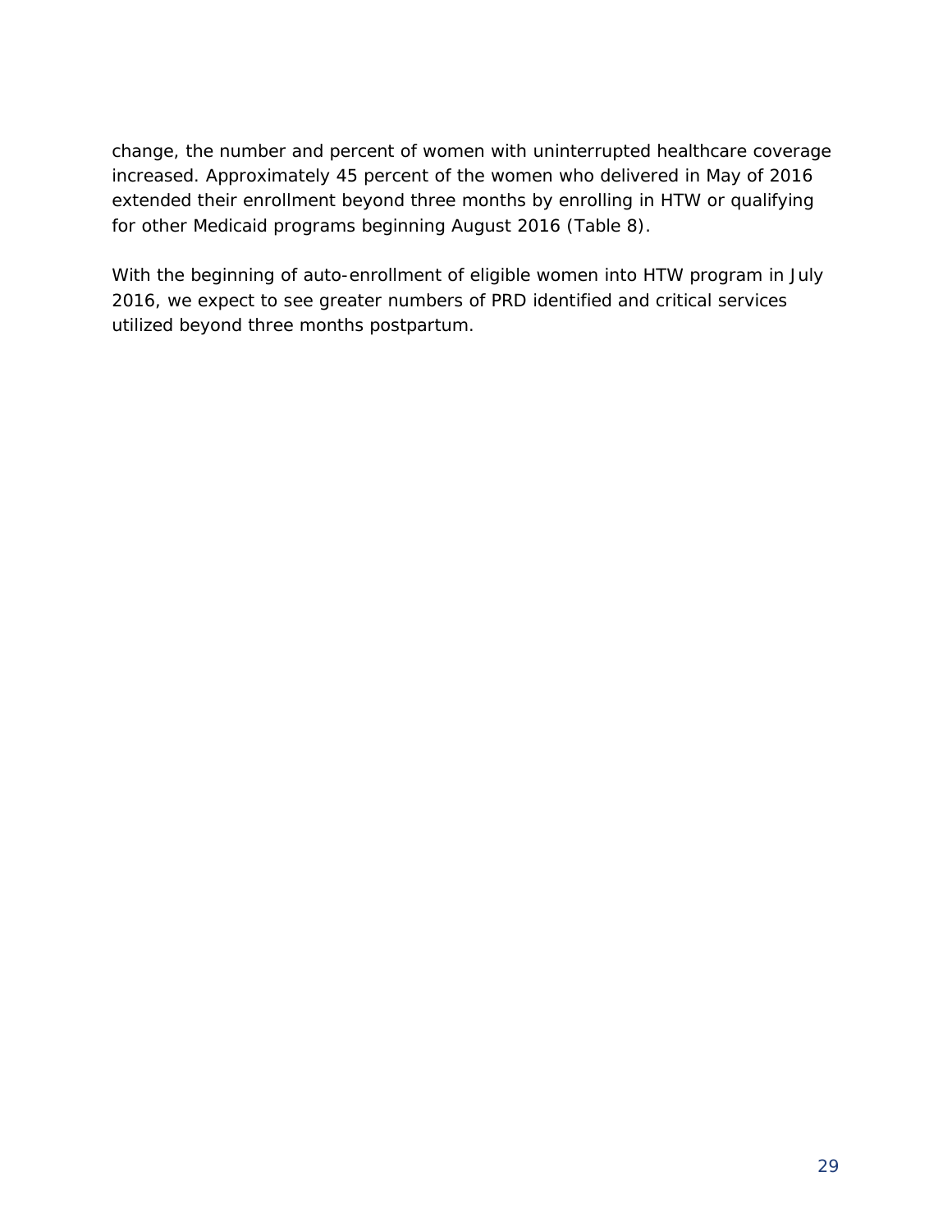change, the number and percent of women with uninterrupted healthcare coverage increased. Approximately 45 percent of the women who delivered in May of 2016 extended their enrollment beyond three months by enrolling in HTW or qualifying for other Medicaid programs beginning August 2016 (Table 8).

With the beginning of auto-enrollment of eligible women into HTW program in July 2016, we expect to see greater numbers of PRD identified and critical services utilized beyond three months postpartum.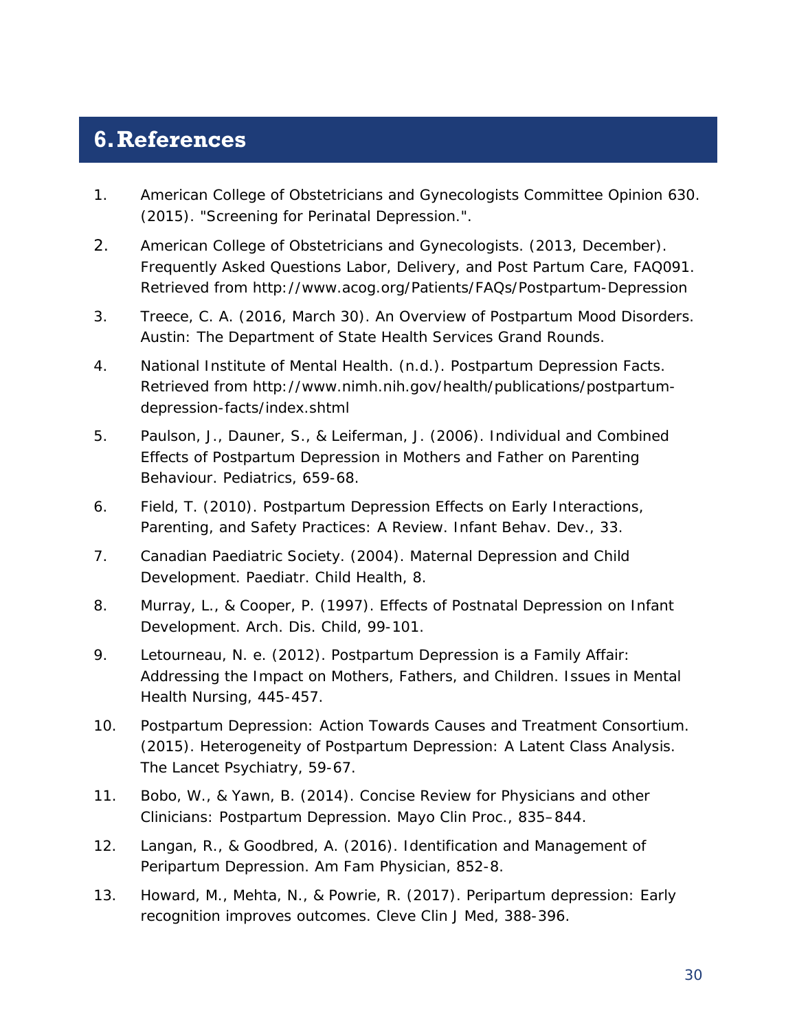# 6. References

1. American College of Obstetricians and Gynecologists Committee Opinion 630. (2015). "Screening for Perinatal Depression.".
2. American College of Obstetricians and Gynecologists. (2013, December). Frequently Asked Questions Labor, Delivery, and Post Partum Care, FAQ091. Retrieved from http://www.acog.org/Patients/FAQs/Postpartum-Depression
3. Treece, C. A. (2016, March 30). An Overview of Postpartum Mood Disorders. Austin: The Department of State Health Services Grand Rounds.
4. National Institute of Mental Health. (n.d.). Postpartum Depression Facts. Retrieved from http://www.nimh.nih.gov/health/publications/postpartum-depression-facts/index.shtml
5. Paulson, J., Dauner, S., & Leiferman, J. (2006). Individual and Combined Effects of Postpartum Depression in Mothers and Father on Parenting Behaviour. Pediatrics, 659-68.
6. Field, T. (2010). Postpartum Depression Effects on Early Interactions, Parenting, and Safety Practices: A Review. Infant Behav. Dev., 33.
7. Canadian Paediatric Society. (2004). Maternal Depression and Child Development. Paediatr. Child Health, 8.
8. Murray, L., & Cooper, P. (1997). Effects of Postnatal Depression on Infant Development. Arch. Dis. Child, 99-101.
9. Letourneau, N. e. (2012). Postpartum Depression is a Family Affair: Addressing the Impact on Mothers, Fathers, and Children. Issues in Mental Health Nursing, 445-457.
10. Postpartum Depression: Action Towards Causes and Treatment Consortium. (2015). Heterogeneity of Postpartum Depression: A Latent Class Analysis. The Lancet Psychiatry, 59-67.
11. Bobo, W., & Yawn, B. (2014). Concise Review for Physicians and other Clinicians: Postpartum Depression. Mayo Clin Proc., 835–844.
12. Langan, R., & Goodbred, A. (2016). Identification and Management of Peripartum Depression. Am Fam Physician, 852-8.
13. Howard, M., Mehta, N., & Powrie, R. (2017). Peripartum depression: Early recognition improves outcomes. Cleve Clin J Med, 388-396.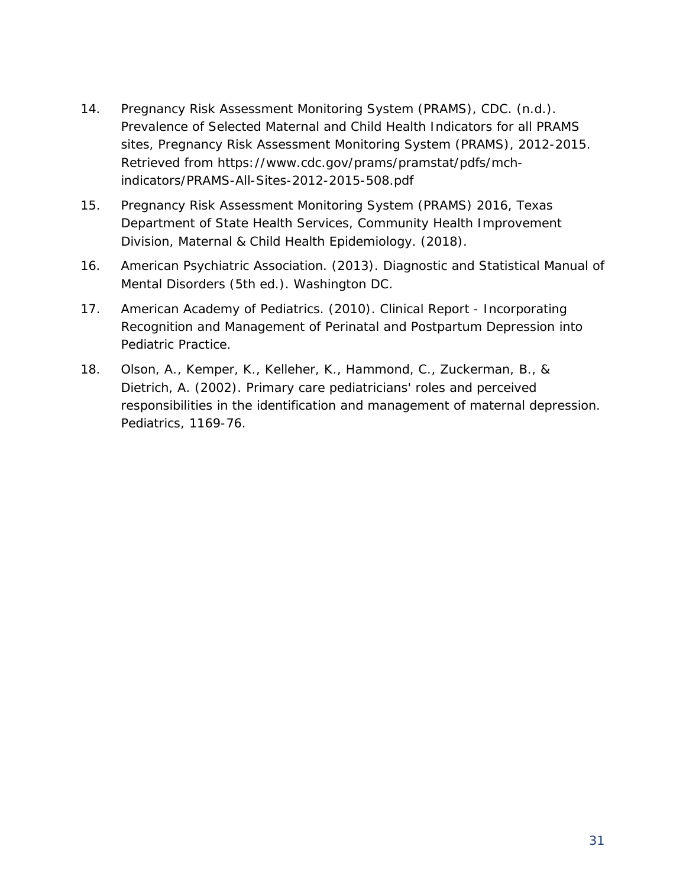14. Pregnancy Risk Assessment Monitoring System (PRAMS), CDC. (n.d.). Prevalence of Selected Maternal and Child Health Indicators for all PRAMS sites, Pregnancy Risk Assessment Monitoring System (PRAMS), 2012-2015. Retrieved from https://www.cdc.gov/prams/pramstat/pdfs/mch-indicators/PRAMS-All-Sites-2012-2015-508.pdf

15. Pregnancy Risk Assessment Monitoring System (PRAMS) 2016, Texas Department of State Health Services, Community Health Improvement Division, Maternal & Child Health Epidemiology. (2018).

16. American Psychiatric Association. (2013). Diagnostic and Statistical Manual of Mental Disorders (5th ed.). Washington DC.

17. American Academy of Pediatrics. (2010). Clinical Report - Incorporating Recognition and Management of Perinatal and Postpartum Depression into Pediatric Practice.

18. Olson, A., Kemper, K., Kelleher, K., Hammond, C., Zuckerman, B., & Dietrich, A. (2002). Primary care pediatricians' roles and perceived responsibilities in the identification and management of maternal depression. Pediatrics, 1169-76.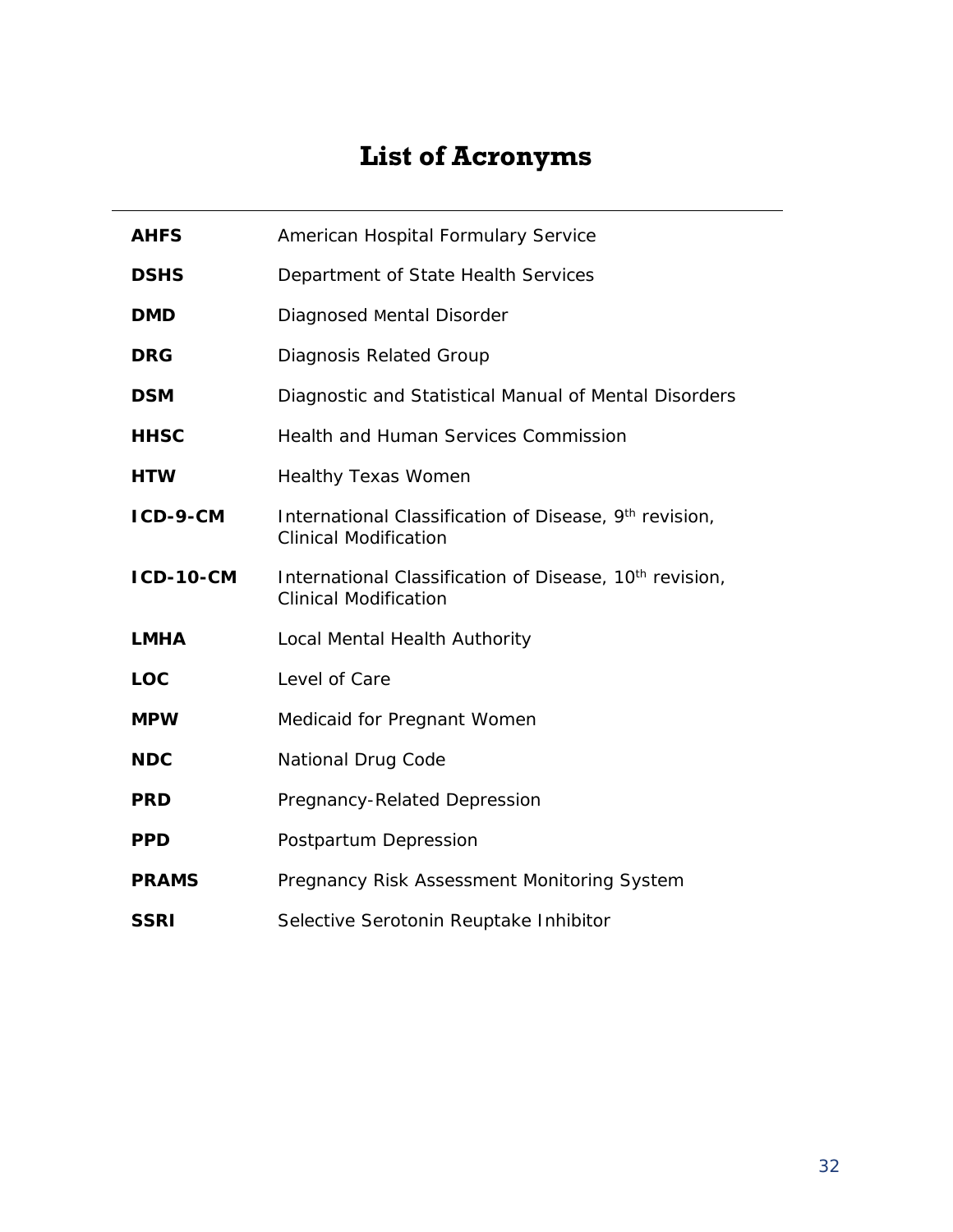# List of Acronyms

| | |
|---|---|
| **AHFS** | American Hospital Formulary Service |
| **DSHS** | Department of State Health Services |
| **DMD** | Diagnosed Mental Disorder |
| **DRG** | Diagnosis Related Group |
| **DSM** | Diagnostic and Statistical Manual of Mental Disorders |
| **HHSC** | Health and Human Services Commission |
| **HTW** | Healthy Texas Women |
| **ICD-9-CM** | International Classification of Disease, 9th revision, Clinical Modification |
| **ICD-10-CM** | International Classification of Disease, 10th revision, Clinical Modification |
| **LMHA** | Local Mental Health Authority |
| **LOC** | Level of Care |
| **MPW** | Medicaid for Pregnant Women |
| **NDC** | National Drug Code |
| **PRD** | Pregnancy-Related Depression |
| **PPD** | Postpartum Depression |
| **PRAMS** | Pregnancy Risk Assessment Monitoring System |
| **SSRI** | Selective Serotonin Reuptake Inhibitor |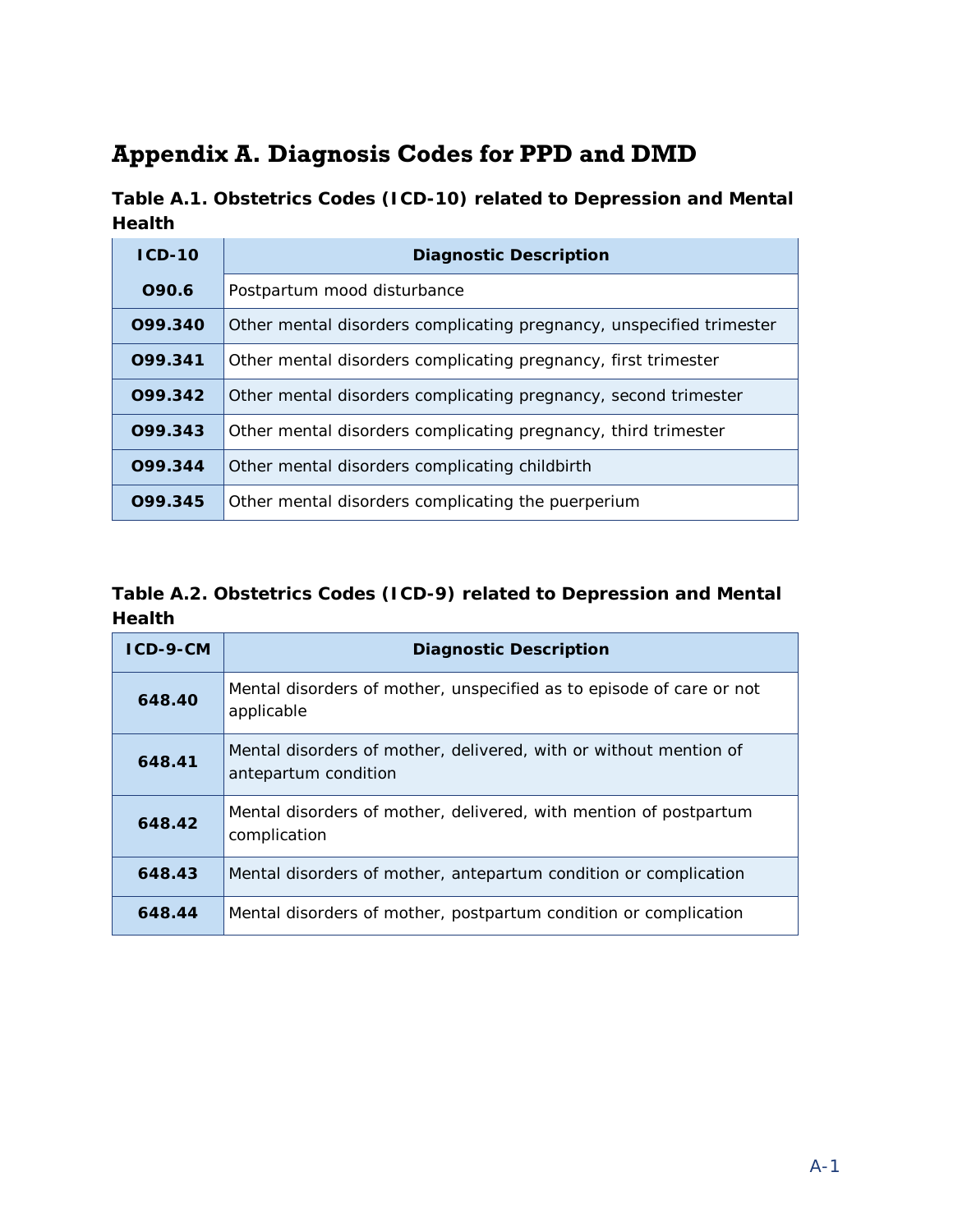# Appendix A. Diagnosis Codes for PPD and DMD

### Table A.1. Obstetrics Codes (ICD-10) related to Depression and Mental Health

| ICD-10 | Diagnostic Description |
|---|---|
| **O90.6** | Postpartum mood disturbance |
| **O99.340** | Other mental disorders complicating pregnancy, unspecified trimester |
| **O99.341** | Other mental disorders complicating pregnancy, first trimester |
| **O99.342** | Other mental disorders complicating pregnancy, second trimester |
| **O99.343** | Other mental disorders complicating pregnancy, third trimester |
| **O99.344** | Other mental disorders complicating childbirth |
| **O99.345** | Other mental disorders complicating the puerperium |

### Table A.2. Obstetrics Codes (ICD-9) related to Depression and Mental Health

| ICD-9-CM | Diagnostic Description |
|---|---|
| **648.40** | Mental disorders of mother, unspecified as to episode of care or not applicable |
| **648.41** | Mental disorders of mother, delivered, with or without mention of antepartum condition |
| **648.42** | Mental disorders of mother, delivered, with mention of postpartum complication |
| **648.43** | Mental disorders of mother, antepartum condition or complication |
| **648.44** | Mental disorders of mother, postpartum condition or complication |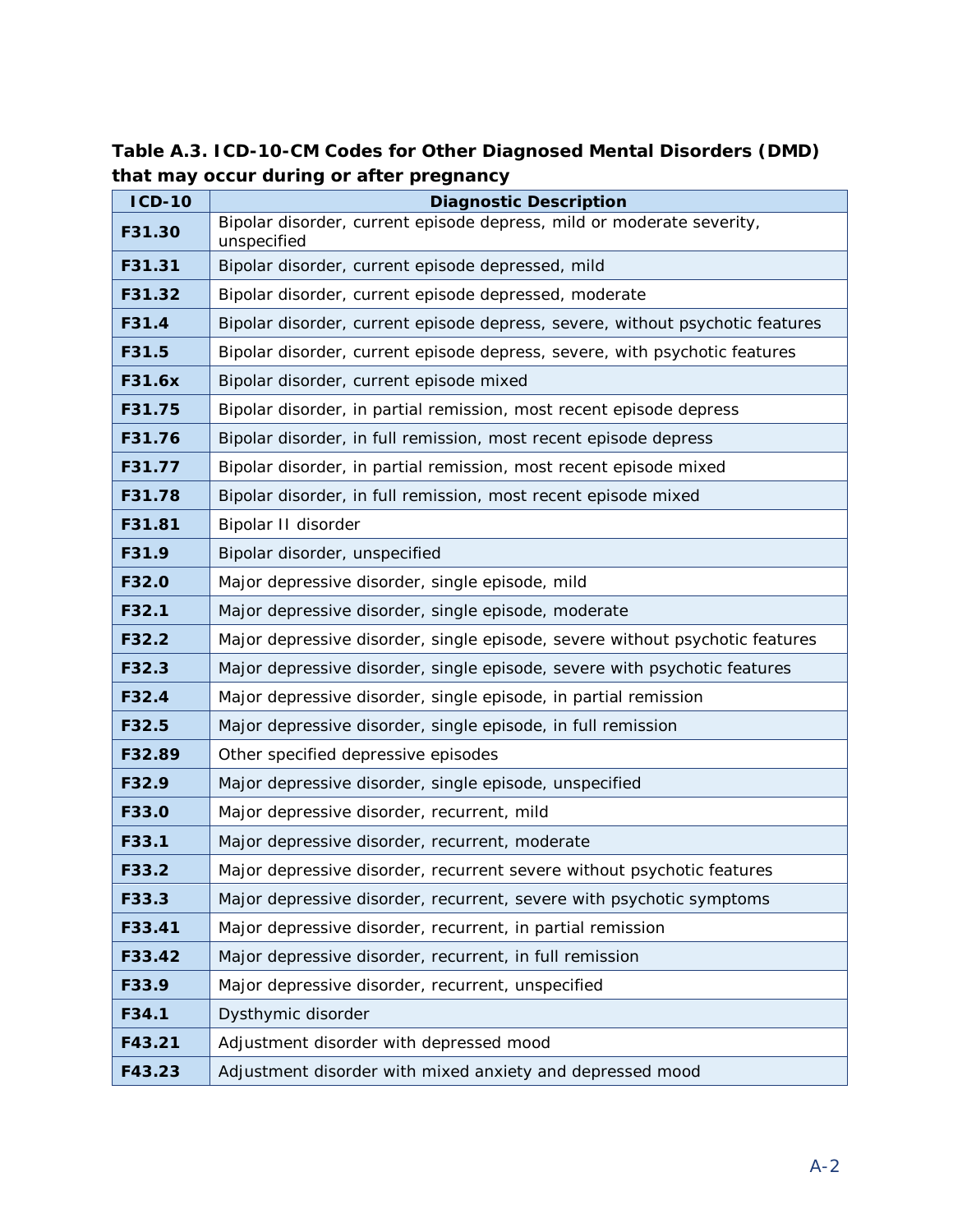**Table A.3. ICD-10-CM Codes for Other Diagnosed Mental Disorders (DMD) that may occur during or after pregnancy**

| ICD-10 | Diagnostic Description |
|---|---|
| **F31.30** | Bipolar disorder, current episode depress, mild or moderate severity, unspecified |
| **F31.31** | Bipolar disorder, current episode depressed, mild |
| **F31.32** | Bipolar disorder, current episode depressed, moderate |
| **F31.4** | Bipolar disorder, current episode depress, severe, without psychotic features |
| **F31.5** | Bipolar disorder, current episode depress, severe, with psychotic features |
| **F31.6x** | Bipolar disorder, current episode mixed |
| **F31.75** | Bipolar disorder, in partial remission, most recent episode depress |
| **F31.76** | Bipolar disorder, in full remission, most recent episode depress |
| **F31.77** | Bipolar disorder, in partial remission, most recent episode mixed |
| **F31.78** | Bipolar disorder, in full remission, most recent episode mixed |
| **F31.81** | Bipolar II disorder |
| **F31.9** | Bipolar disorder, unspecified |
| **F32.0** | Major depressive disorder, single episode, mild |
| **F32.1** | Major depressive disorder, single episode, moderate |
| **F32.2** | Major depressive disorder, single episode, severe without psychotic features |
| **F32.3** | Major depressive disorder, single episode, severe with psychotic features |
| **F32.4** | Major depressive disorder, single episode, in partial remission |
| **F32.5** | Major depressive disorder, single episode, in full remission |
| **F32.89** | Other specified depressive episodes |
| **F32.9** | Major depressive disorder, single episode, unspecified |
| **F33.0** | Major depressive disorder, recurrent, mild |
| **F33.1** | Major depressive disorder, recurrent, moderate |
| **F33.2** | Major depressive disorder, recurrent severe without psychotic features |
| **F33.3** | Major depressive disorder, recurrent, severe with psychotic symptoms |
| **F33.41** | Major depressive disorder, recurrent, in partial remission |
| **F33.42** | Major depressive disorder, recurrent, in full remission |
| **F33.9** | Major depressive disorder, recurrent, unspecified |
| **F34.1** | Dysthymic disorder |
| **F43.21** | Adjustment disorder with depressed mood |
| **F43.23** | Adjustment disorder with mixed anxiety and depressed mood |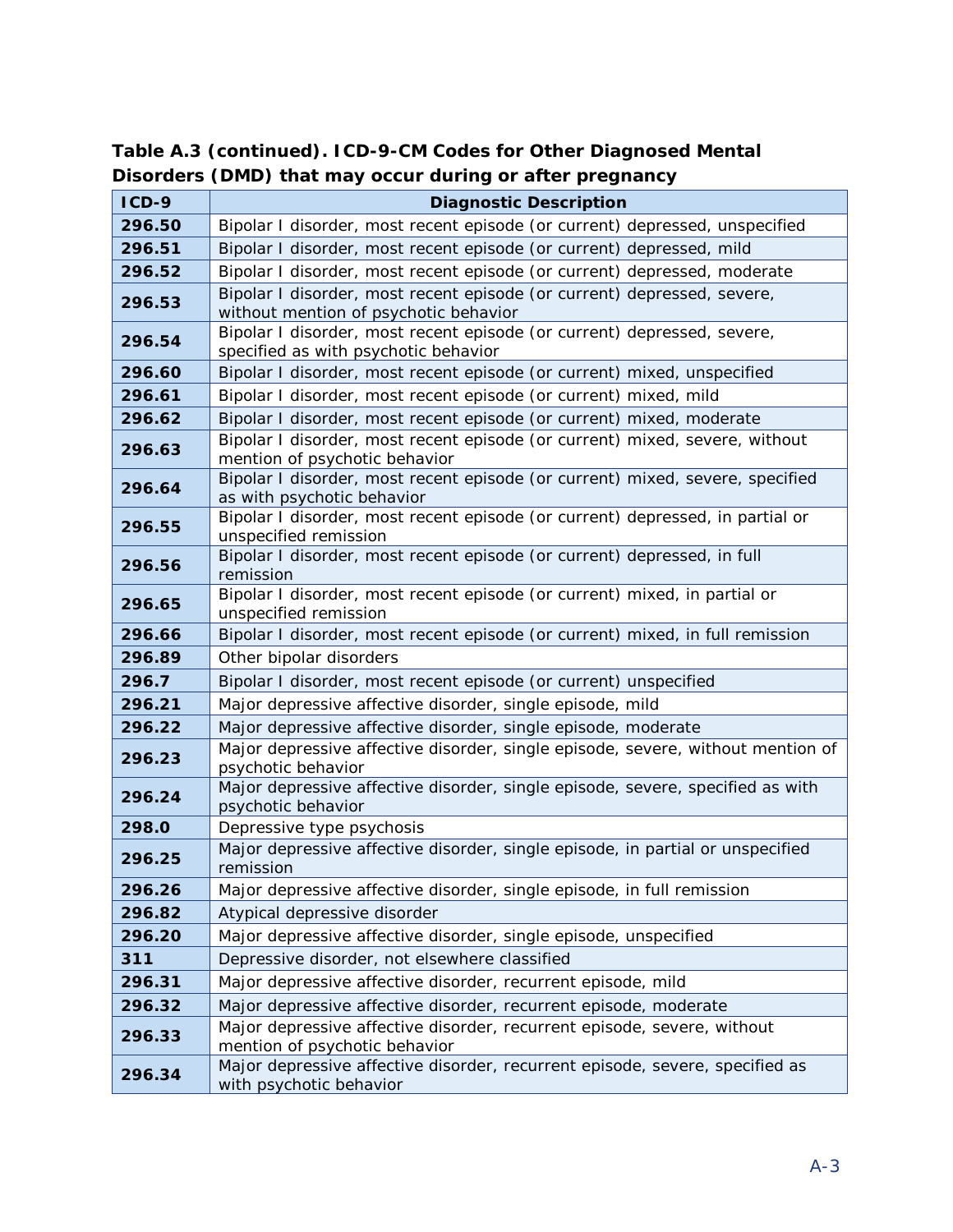**Table A.3 (continued). ICD-9-CM Codes for Other Diagnosed Mental Disorders (DMD) that may occur during or after pregnancy**

| ICD-9 | Diagnostic Description |
|---|---|
| **296.50** | Bipolar I disorder, most recent episode (or current) depressed, unspecified |
| **296.51** | Bipolar I disorder, most recent episode (or current) depressed, mild |
| **296.52** | Bipolar I disorder, most recent episode (or current) depressed, moderate |
| **296.53** | Bipolar I disorder, most recent episode (or current) depressed, severe, without mention of psychotic behavior |
| **296.54** | Bipolar I disorder, most recent episode (or current) depressed, severe, specified as with psychotic behavior |
| **296.60** | Bipolar I disorder, most recent episode (or current) mixed, unspecified |
| **296.61** | Bipolar I disorder, most recent episode (or current) mixed, mild |
| **296.62** | Bipolar I disorder, most recent episode (or current) mixed, moderate |
| **296.63** | Bipolar I disorder, most recent episode (or current) mixed, severe, without mention of psychotic behavior |
| **296.64** | Bipolar I disorder, most recent episode (or current) mixed, severe, specified as with psychotic behavior |
| **296.55** | Bipolar I disorder, most recent episode (or current) depressed, in partial or unspecified remission |
| **296.56** | Bipolar I disorder, most recent episode (or current) depressed, in full remission |
| **296.65** | Bipolar I disorder, most recent episode (or current) mixed, in partial or unspecified remission |
| **296.66** | Bipolar I disorder, most recent episode (or current) mixed, in full remission |
| **296.89** | Other bipolar disorders |
| **296.7** | Bipolar I disorder, most recent episode (or current) unspecified |
| **296.21** | Major depressive affective disorder, single episode, mild |
| **296.22** | Major depressive affective disorder, single episode, moderate |
| **296.23** | Major depressive affective disorder, single episode, severe, without mention of psychotic behavior |
| **296.24** | Major depressive affective disorder, single episode, severe, specified as with psychotic behavior |
| **298.0** | Depressive type psychosis |
| **296.25** | Major depressive affective disorder, single episode, in partial or unspecified remission |
| **296.26** | Major depressive affective disorder, single episode, in full remission |
| **296.82** | Atypical depressive disorder |
| **296.20** | Major depressive affective disorder, single episode, unspecified |
| **311** | Depressive disorder, not elsewhere classified |
| **296.31** | Major depressive affective disorder, recurrent episode, mild |
| **296.32** | Major depressive affective disorder, recurrent episode, moderate |
| **296.33** | Major depressive affective disorder, recurrent episode, severe, without mention of psychotic behavior |
| **296.34** | Major depressive affective disorder, recurrent episode, severe, specified as with psychotic behavior |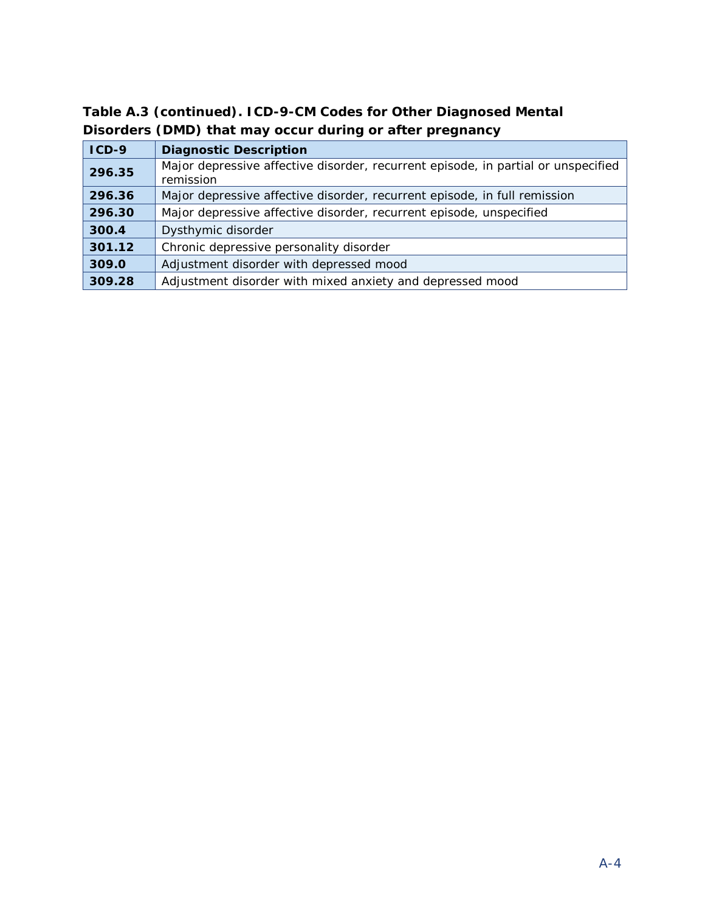**Table A.3 (continued). ICD-9-CM Codes for Other Diagnosed Mental Disorders (DMD) that may occur during or after pregnancy**

| ICD-9 | Diagnostic Description |
|---|---|
| **296.35** | Major depressive affective disorder, recurrent episode, in partial or unspecified remission |
| **296.36** | Major depressive affective disorder, recurrent episode, in full remission |
| **296.30** | Major depressive affective disorder, recurrent episode, unspecified |
| **300.4** | Dysthymic disorder |
| **301.12** | Chronic depressive personality disorder |
| **309.0** | Adjustment disorder with depressed mood |
| **309.28** | Adjustment disorder with mixed anxiety and depressed mood |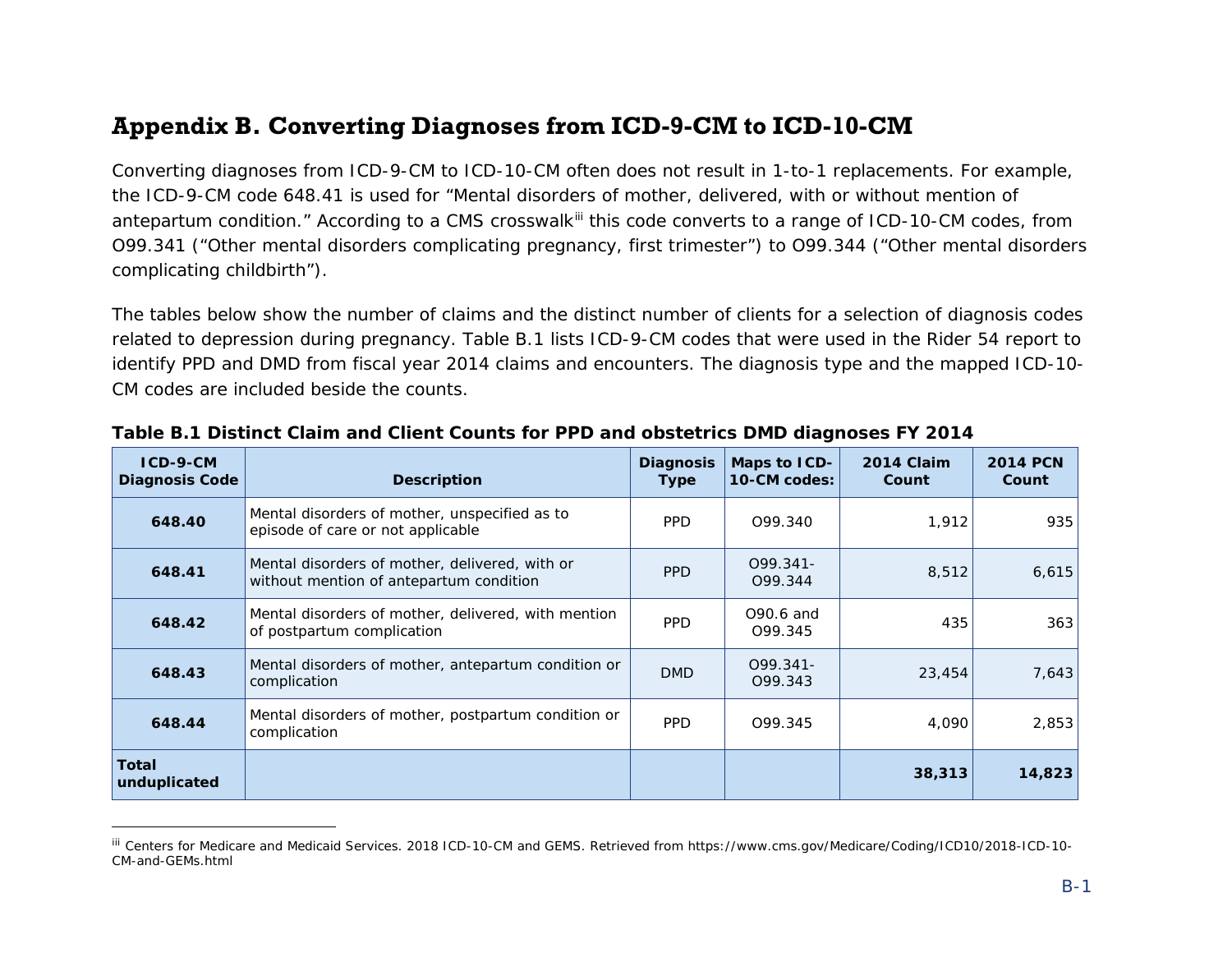# Appendix B. Converting Diagnoses from ICD-9-CM to ICD-10-CM

Converting diagnoses from ICD-9-CM to ICD-10-CM often does not result in 1-to-1 replacements. For example, the ICD-9-CM code 648.41 is used for "Mental disorders of mother, delivered, with or without mention of antepartum condition." According to a CMS crosswalk[iii] this code converts to a range of ICD-10-CM codes, from O99.341 ("Other mental disorders complicating pregnancy, first trimester") to O99.344 ("Other mental disorders complicating childbirth").

The tables below show the number of claims and the distinct number of clients for a selection of diagnosis codes related to depression during pregnancy. Table B.1 lists ICD-9-CM codes that were used in the Rider 54 report to identify PPD and DMD from fiscal year 2014 claims and encounters. The diagnosis type and the mapped ICD-10-CM codes are included beside the counts.

**Table B.1 Distinct Claim and Client Counts for PPD and obstetrics DMD diagnoses FY 2014**

| ICD-9-CM Diagnosis Code | Description | Diagnosis Type | Maps to ICD-10-CM codes: | 2014 Claim Count | 2014 PCN Count |
|---|---|---|---|---|---|
| **648.40** | Mental disorders of mother, unspecified as to episode of care or not applicable | PPD | O99.340 | 1,912 | 935 |
| **648.41** | Mental disorders of mother, delivered, with or without mention of antepartum condition | PPD | O99.341-O99.344 | 8,512 | 6,615 |
| **648.42** | Mental disorders of mother, delivered, with mention of postpartum complication | PPD | O90.6 and O99.345 | 435 | 363 |
| **648.43** | Mental disorders of mother, antepartum condition or complication | DMD | O99.341-O99.343 | 23,454 | 7,643 |
| **648.44** | Mental disorders of mother, postpartum condition or complication | PPD | O99.345 | 4,090 | 2,853 |
| **Total unduplicated** | | | | **38,313** | **14,823** |

[iii] Centers for Medicare and Medicaid Services. 2018 ICD-10-CM and GEMS. Retrieved from https://www.cms.gov/Medicare/Coding/ICD10/2018-ICD-10-CM-and-GEMs.html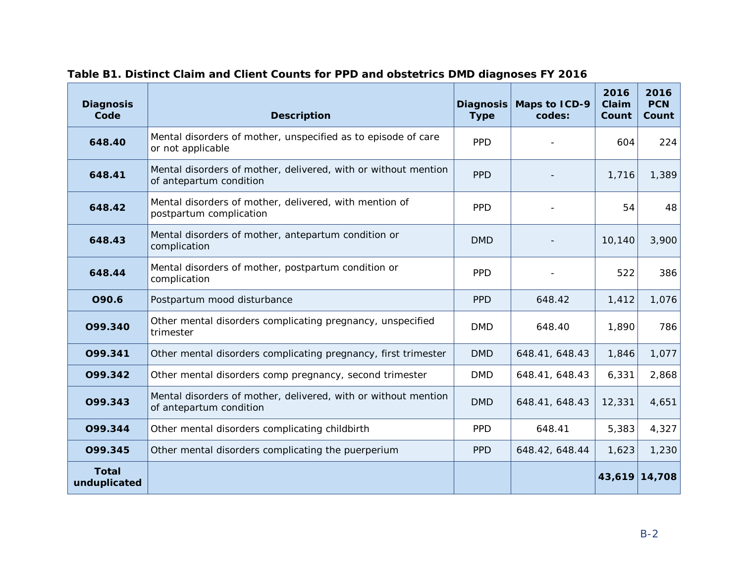**Table B1. Distinct Claim and Client Counts for PPD and obstetrics DMD diagnoses FY 2016**

| Diagnosis Code | Description | Diagnosis Type | Maps to ICD-9 codes: | 2016 Claim Count | 2016 PCN Count |
|---|---|---|---|---|---|
| **648.40** | Mental disorders of mother, unspecified as to episode of care or not applicable | PPD | - | 604 | 224 |
| **648.41** | Mental disorders of mother, delivered, with or without mention of antepartum condition | PPD | - | 1,716 | 1,389 |
| **648.42** | Mental disorders of mother, delivered, with mention of postpartum complication | PPD | - | 54 | 48 |
| **648.43** | Mental disorders of mother, antepartum condition or complication | DMD | - | 10,140 | 3,900 |
| **648.44** | Mental disorders of mother, postpartum condition or complication | PPD | - | 522 | 386 |
| **O90.6** | Postpartum mood disturbance | PPD | 648.42 | 1,412 | 1,076 |
| **O99.340** | Other mental disorders complicating pregnancy, unspecified trimester | DMD | 648.40 | 1,890 | 786 |
| **O99.341** | Other mental disorders complicating pregnancy, first trimester | DMD | 648.41, 648.43 | 1,846 | 1,077 |
| **O99.342** | Other mental disorders comp pregnancy, second trimester | DMD | 648.41, 648.43 | 6,331 | 2,868 |
| **O99.343** | Mental disorders of mother, delivered, with or without mention of antepartum condition | DMD | 648.41, 648.43 | 12,331 | 4,651 |
| **O99.344** | Other mental disorders complicating childbirth | PPD | 648.41 | 5,383 | 4,327 |
| **O99.345** | Other mental disorders complicating the puerperium | PPD | 648.42, 648.44 | 1,623 | 1,230 |
| **Total unduplicated** | | | | **43,619** | **14,708** |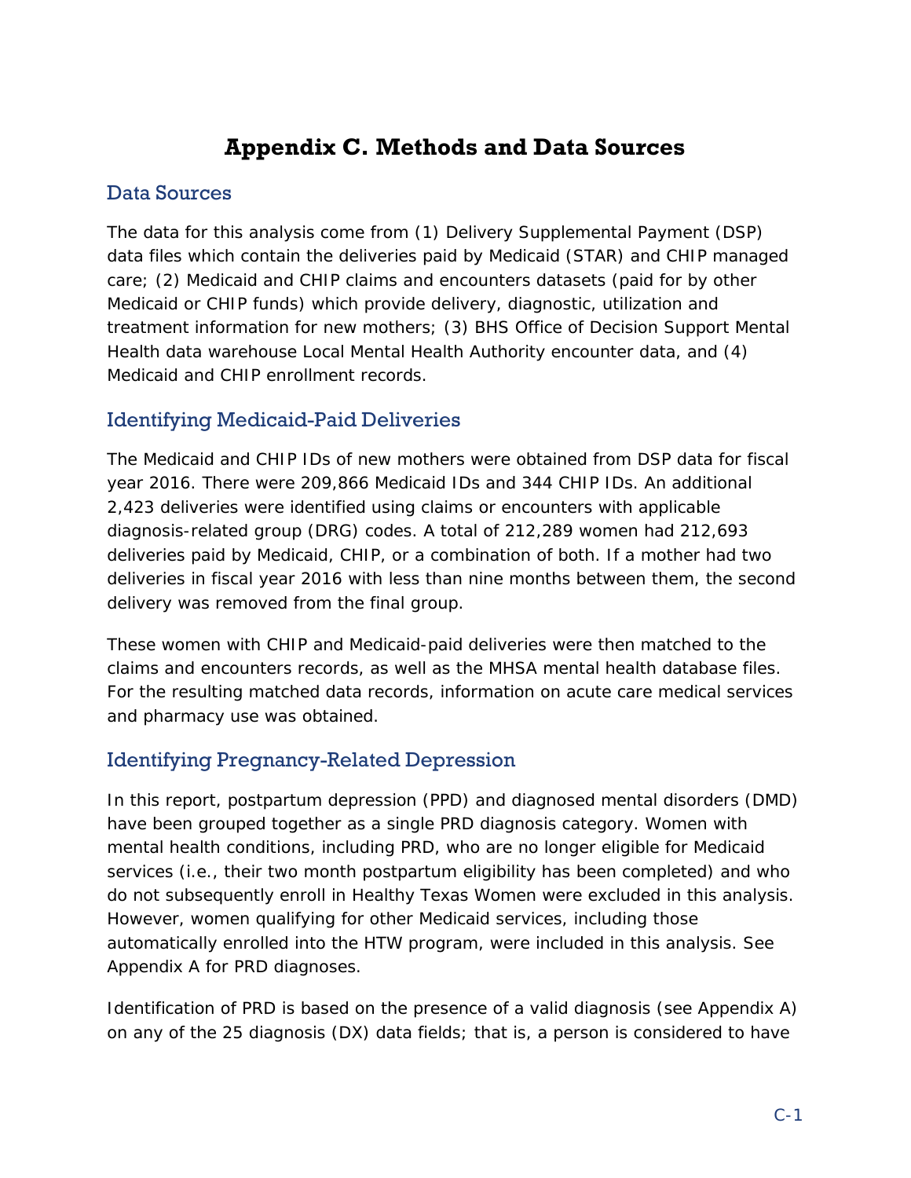# Appendix C. Methods and Data Sources

## Data Sources

The data for this analysis come from (1) Delivery Supplemental Payment (DSP) data files which contain the deliveries paid by Medicaid (STAR) and CHIP managed care; (2) Medicaid and CHIP claims and encounters datasets (paid for by other Medicaid or CHIP funds) which provide delivery, diagnostic, utilization and treatment information for new mothers; (3) BHS Office of Decision Support Mental Health data warehouse Local Mental Health Authority encounter data, and (4) Medicaid and CHIP enrollment records.

## Identifying Medicaid-Paid Deliveries

The Medicaid and CHIP IDs of new mothers were obtained from DSP data for fiscal year 2016. There were 209,866 Medicaid IDs and 344 CHIP IDs. An additional 2,423 deliveries were identified using claims or encounters with applicable diagnosis-related group (DRG) codes. A total of 212,289 women had 212,693 deliveries paid by Medicaid, CHIP, or a combination of both. If a mother had two deliveries in fiscal year 2016 with less than nine months between them, the second delivery was removed from the final group.

These women with CHIP and Medicaid-paid deliveries were then matched to the claims and encounters records, as well as the MHSA mental health database files. For the resulting matched data records, information on acute care medical services and pharmacy use was obtained.

## Identifying Pregnancy-Related Depression

In this report, postpartum depression (PPD) and diagnosed mental disorders (DMD) have been grouped together as a single PRD diagnosis category. Women with mental health conditions, including PRD, who are no longer eligible for Medicaid services (i.e., their two month postpartum eligibility has been completed) and who do not subsequently enroll in Healthy Texas Women were excluded in this analysis. However, women qualifying for other Medicaid services, including those automatically enrolled into the HTW program, were included in this analysis. See Appendix A for PRD diagnoses.

Identification of PRD is based on the presence of a valid diagnosis (see Appendix A) on any of the 25 diagnosis (DX) data fields; that is, a person is considered to have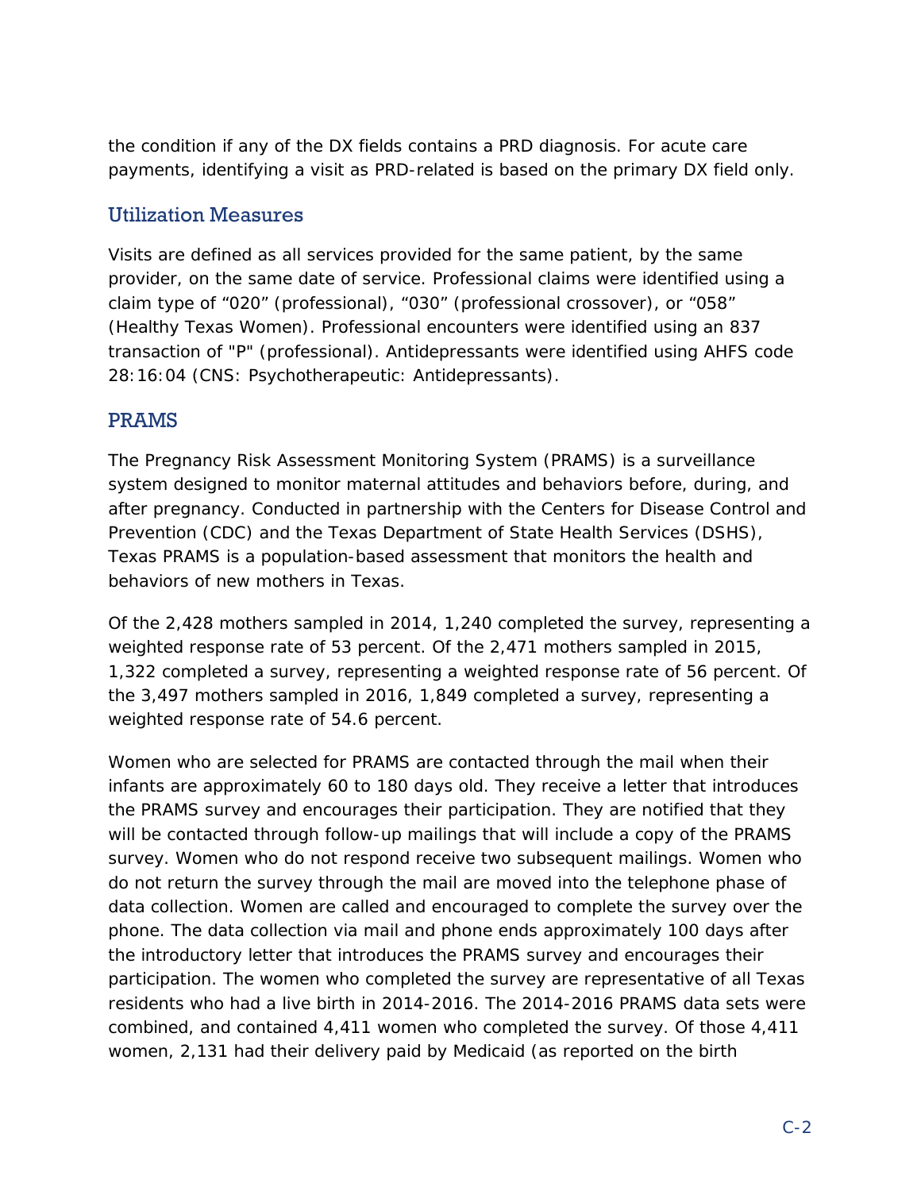the condition if any of the DX fields contains a PRD diagnosis. For acute care payments, identifying a visit as PRD-related is based on the primary DX field only.

## Utilization Measures

Visits are defined as all services provided for the same patient, by the same provider, on the same date of service. Professional claims were identified using a claim type of “020” (professional), “030” (professional crossover), or “058” (Healthy Texas Women). Professional encounters were identified using an 837 transaction of "P" (professional). Antidepressants were identified using AHFS code 28:16:04 (CNS: Psychotherapeutic: Antidepressants).

## PRAMS

The Pregnancy Risk Assessment Monitoring System (PRAMS) is a surveillance system designed to monitor maternal attitudes and behaviors before, during, and after pregnancy. Conducted in partnership with the Centers for Disease Control and Prevention (CDC) and the Texas Department of State Health Services (DSHS), Texas PRAMS is a population-based assessment that monitors the health and behaviors of new mothers in Texas.

Of the 2,428 mothers sampled in 2014, 1,240 completed the survey, representing a weighted response rate of 53 percent. Of the 2,471 mothers sampled in 2015, 1,322 completed a survey, representing a weighted response rate of 56 percent. Of the 3,497 mothers sampled in 2016, 1,849 completed a survey, representing a weighted response rate of 54.6 percent.

Women who are selected for PRAMS are contacted through the mail when their infants are approximately 60 to 180 days old. They receive a letter that introduces the PRAMS survey and encourages their participation. They are notified that they will be contacted through follow-up mailings that will include a copy of the PRAMS survey. Women who do not respond receive two subsequent mailings. Women who do not return the survey through the mail are moved into the telephone phase of data collection. Women are called and encouraged to complete the survey over the phone. The data collection via mail and phone ends approximately 100 days after the introductory letter that introduces the PRAMS survey and encourages their participation. The women who completed the survey are representative of all Texas residents who had a live birth in 2014-2016. The 2014-2016 PRAMS data sets were combined, and contained 4,411 women who completed the survey. Of those 4,411 women, 2,131 had their delivery paid by Medicaid (as reported on the birth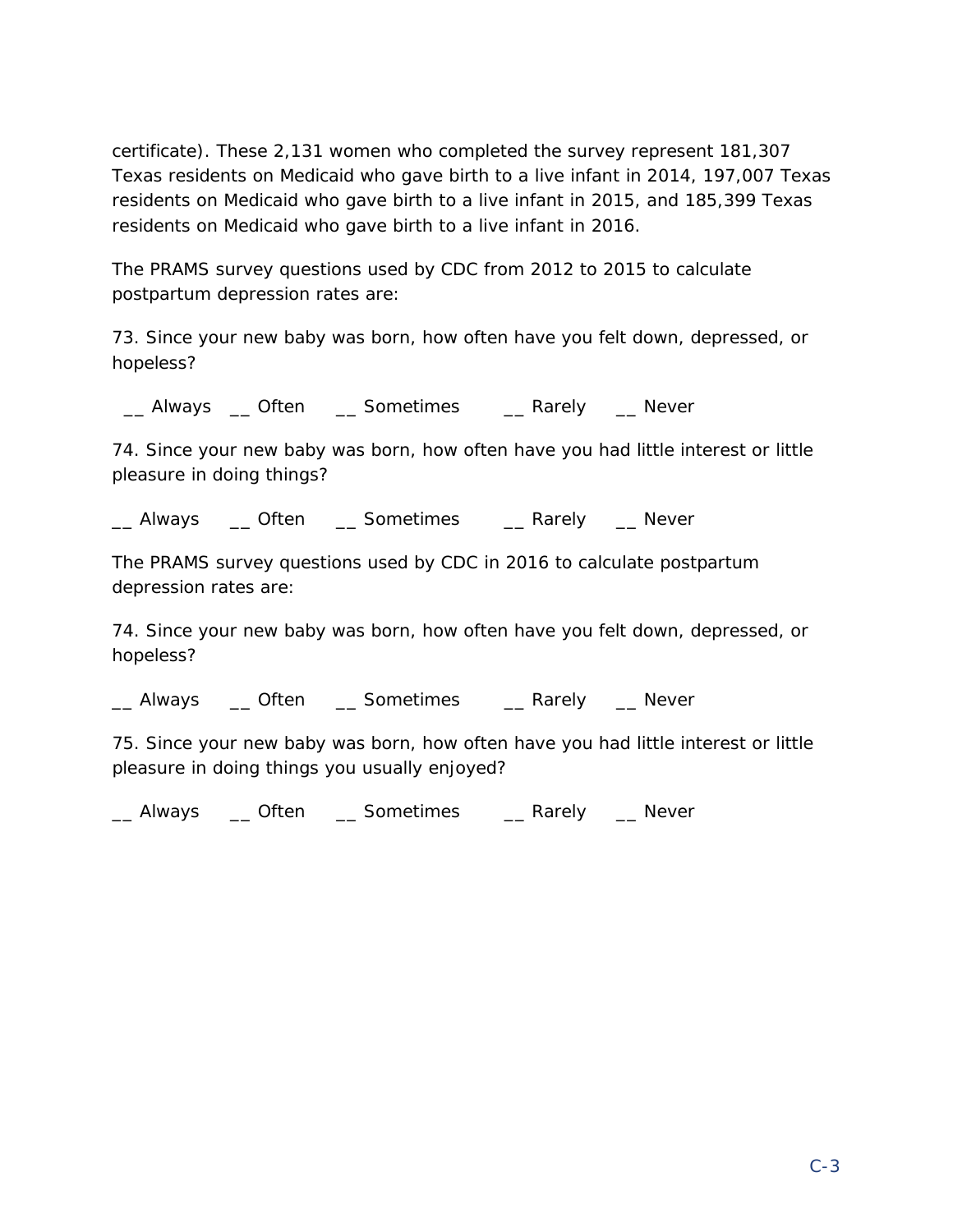certificate). These 2,131 women who completed the survey represent 181,307 Texas residents on Medicaid who gave birth to a live infant in 2014, 197,007 Texas residents on Medicaid who gave birth to a live infant in 2015, and 185,399 Texas residents on Medicaid who gave birth to a live infant in 2016.

The PRAMS survey questions used by CDC from 2012 to 2015 to calculate postpartum depression rates are:

73. Since your new baby was born, how often have you felt down, depressed, or hopeless?

__ Always __ Often __ Sometimes __ Rarely __ Never

74. Since your new baby was born, how often have you had little interest or little pleasure in doing things?

__ Always __ Often __ Sometimes __ Rarely __ Never

The PRAMS survey questions used by CDC in 2016 to calculate postpartum depression rates are:

74. Since your new baby was born, how often have you felt down, depressed, or hopeless?

__ Always __ Often __ Sometimes __ Rarely __ Never

75. Since your new baby was born, how often have you had little interest or little pleasure in doing things you usually enjoyed?

__ Always __ Often __ Sometimes __ Rarely __ Never